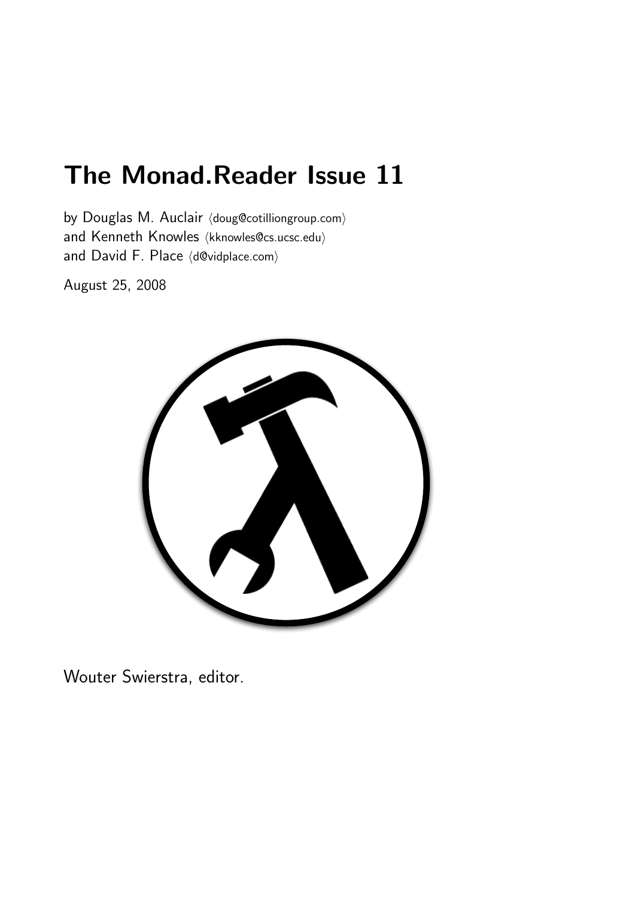# The Monad.Reader Issue 11

by Douglas M. Auclair ⟨doug@cotilliongroup.com⟩
and Kenneth Knowles ⟨kknowles@cs.ucsc.edu⟩
and David F. Place ⟨d@vidplace.com⟩

August 25, 2008

Wouter Swierstra, editor.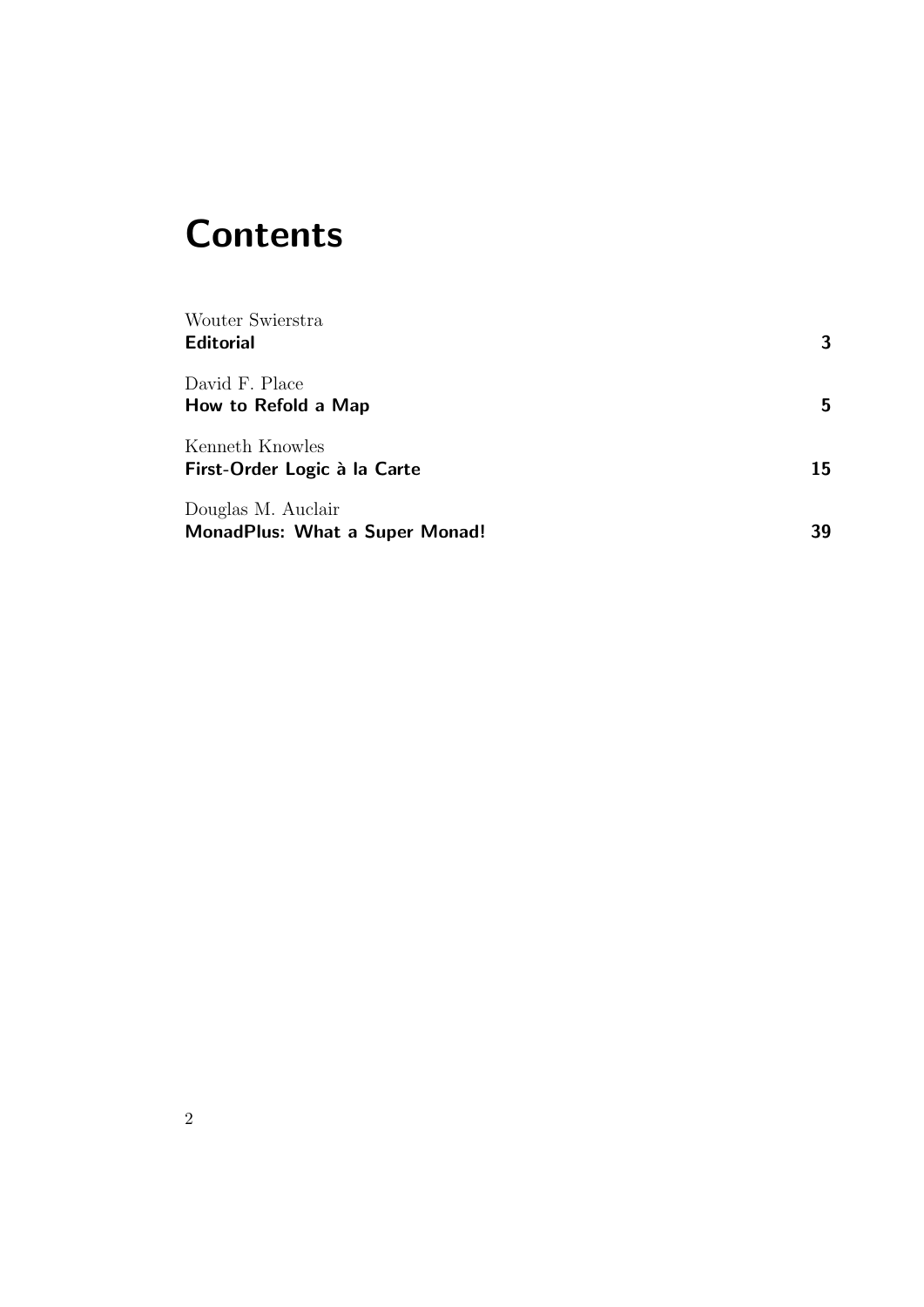# Contents

Wouter Swierstra
**Editorial** 3

David F. Place
**How to Refold a Map** 5

Kenneth Knowles
**First-Order Logic à la Carte** 15

Douglas M. Auclair
**MonadPlus: What a Super Monad!** 39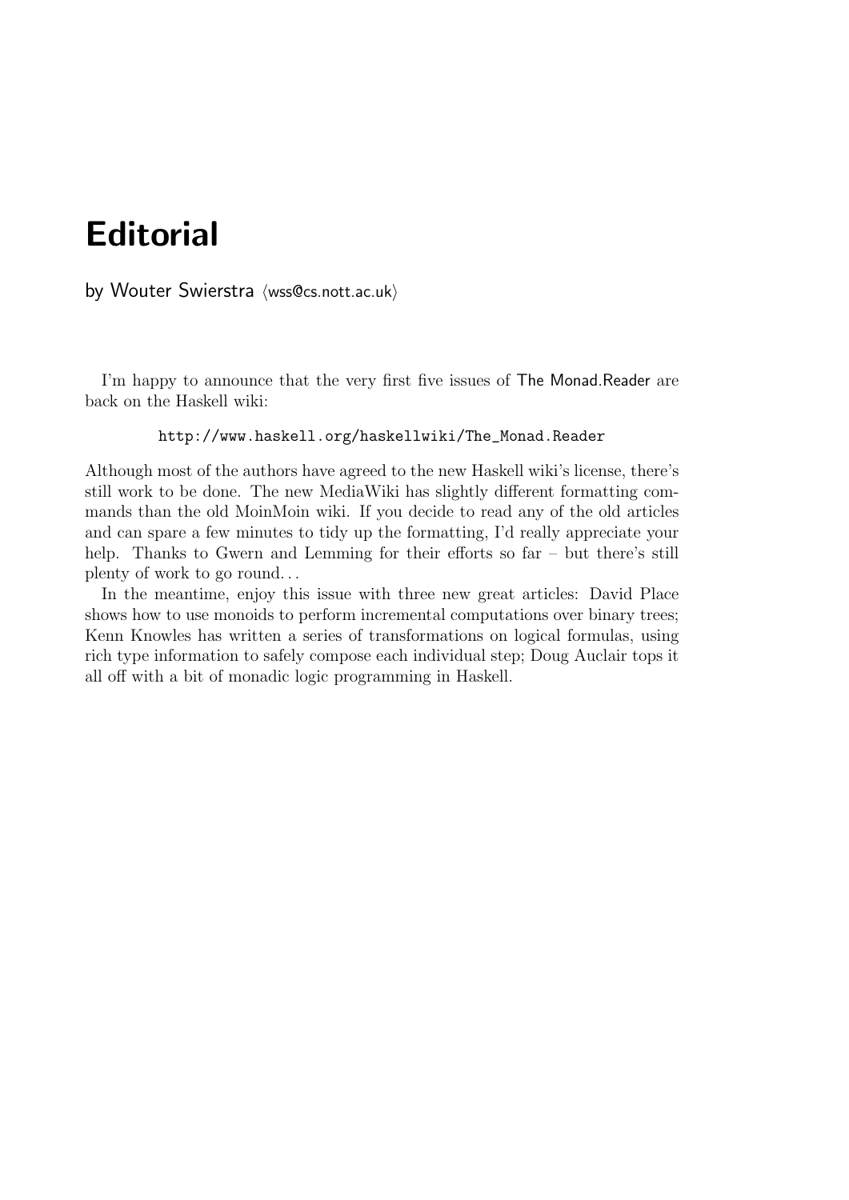# Editorial

by Wouter Swierstra ⟨wss@cs.nott.ac.uk⟩

I'm happy to announce that the very first five issues of The Monad.Reader are back on the Haskell wiki:

```
http://www.haskell.org/haskellwiki/The_Monad.Reader
```

Although most of the authors have agreed to the new Haskell wiki's license, there's still work to be done. The new MediaWiki has slightly different formatting commands than the old MoinMoin wiki. If you decide to read any of the old articles and can spare a few minutes to tidy up the formatting, I'd really appreciate your help. Thanks to Gwern and Lemming for their efforts so far – but there's still plenty of work to go round...

In the meantime, enjoy this issue with three new great articles: David Place shows how to use monoids to perform incremental computations over binary trees; Kenn Knowles has written a series of transformations on logical formulas, using rich type information to safely compose each individual step; Doug Auclair tops it all off with a bit of monadic logic programming in Haskell.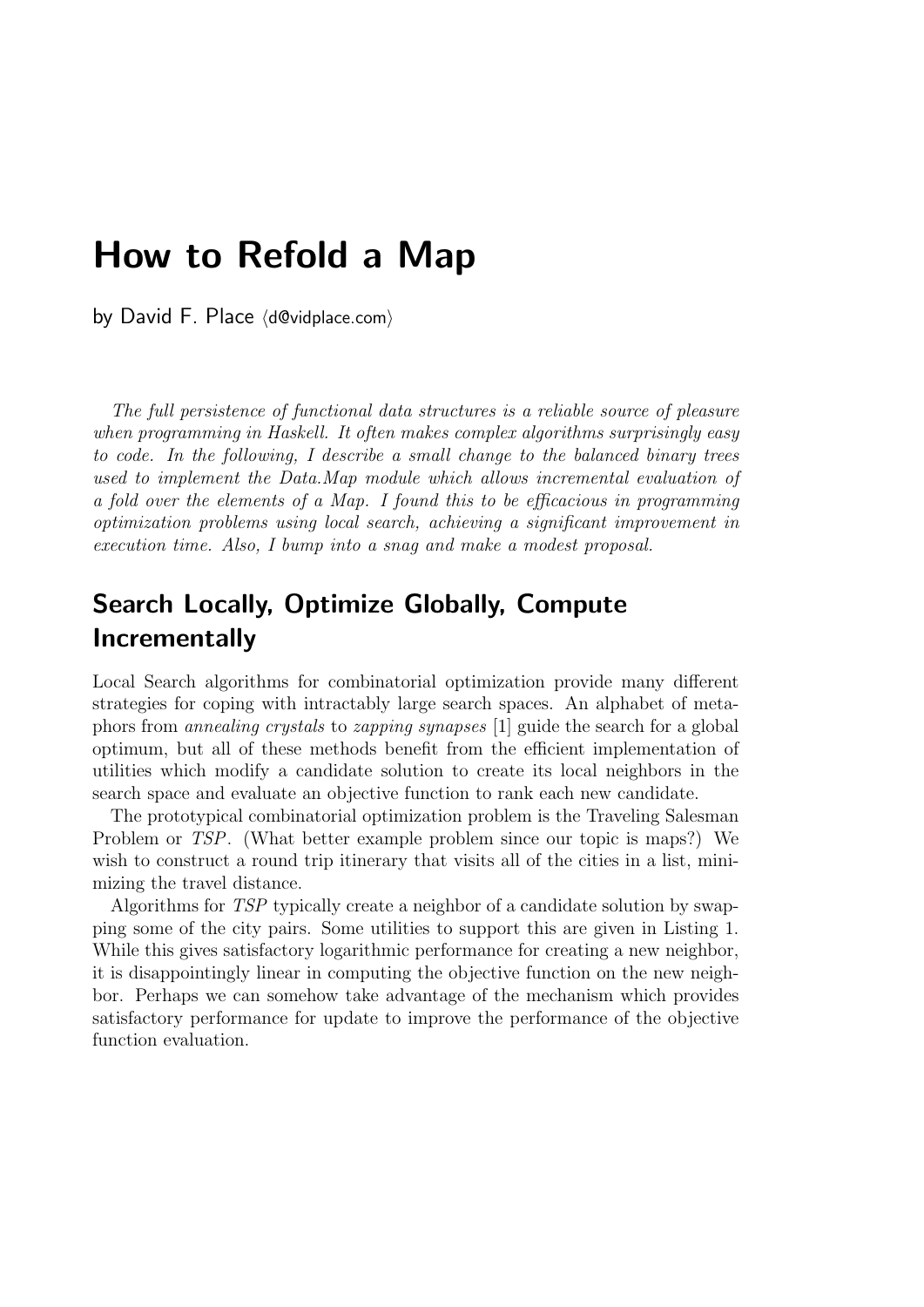# How to Refold a Map

by David F. Place ⟨d@vidplace.com⟩

*The full persistence of functional data structures is a reliable source of pleasure when programming in Haskell. It often makes complex algorithms surprisingly easy to code. In the following, I describe a small change to the balanced binary trees used to implement the Data.Map module which allows incremental evaluation of a fold over the elements of a Map. I found this to be efficacious in programming optimization problems using local search, achieving a significant improvement in execution time. Also, I bump into a snag and make a modest proposal.*

## Search Locally, Optimize Globally, Compute Incrementally

Local Search algorithms for combinatorial optimization provide many different strategies for coping with intractably large search spaces. An alphabet of metaphors from *annealing crystals* to *zapping synapses* [1] guide the search for a global optimum, but all of these methods benefit from the efficient implementation of utilities which modify a candidate solution to create its local neighbors in the search space and evaluate an objective function to rank each new candidate.

The prototypical combinatorial optimization problem is the Traveling Salesman Problem or *TSP*. (What better example problem since our topic is maps?) We wish to construct a round trip itinerary that visits all of the cities in a list, minimizing the travel distance.

Algorithms for *TSP* typically create a neighbor of a candidate solution by swapping some of the city pairs. Some utilities to support this are given in Listing 1. While this gives satisfactory logarithmic performance for creating a new neighbor, it is disappointingly linear in computing the objective function on the new neighbor. Perhaps we can somehow take advantage of the mechanism which provides satisfactory performance for update to improve the performance of the objective function evaluation.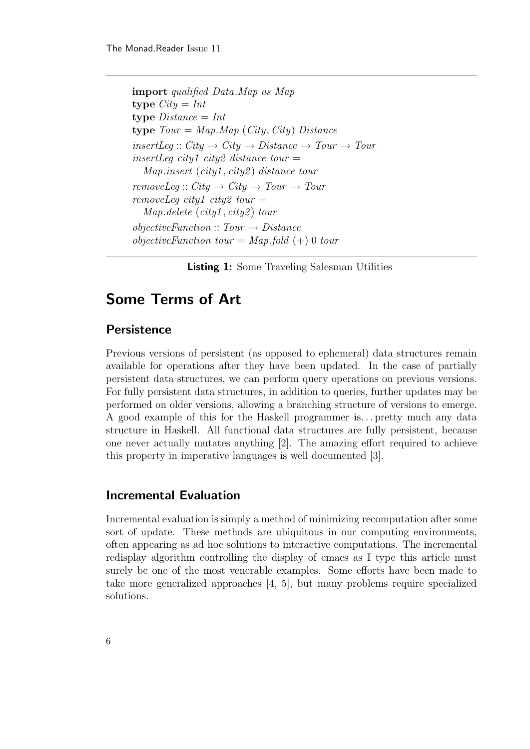```haskell
import qualified Data.Map as Map
type City = Int
type Distance = Int
type Tour = Map.Map (City, City) Distance
insertLeg :: City -> City -> Distance -> Tour -> Tour
insertLeg city1 city2 distance tour =
  Map.insert (city1, city2) distance tour
removeLeg :: City -> City -> Tour -> Tour
removeLeg city1 city2 tour =
  Map.delete (city1, city2) tour
objectiveFunction :: Tour -> Distance
objectiveFunction tour = Map.fold (+) 0 tour
```

**Listing 1:** Some Traveling Salesman Utilities

## Some Terms of Art

### Persistence

Previous versions of persistent (as opposed to ephemeral) data structures remain available for operations after they have been updated. In the case of partially persistent data structures, we can perform query operations on previous versions. For fully persistent data structures, in addition to queries, further updates may be performed on older versions, allowing a branching structure of versions to emerge. A good example of this for the Haskell programmer is... pretty much any data structure in Haskell. All functional data structures are fully persistent, because one never actually mutates anything [2]. The amazing effort required to achieve this property in imperative languages is well documented [3].

### Incremental Evaluation

Incremental evaluation is simply a method of minimizing recomputation after some sort of update. These methods are ubiquitous in our computing environments, often appearing as ad hoc solutions to interactive computations. The incremental redisplay algorithm controlling the display of emacs as I type this article must surely be one of the most venerable examples. Some efforts have been made to take more generalized approaches [4, 5], but many problems require specialized solutions.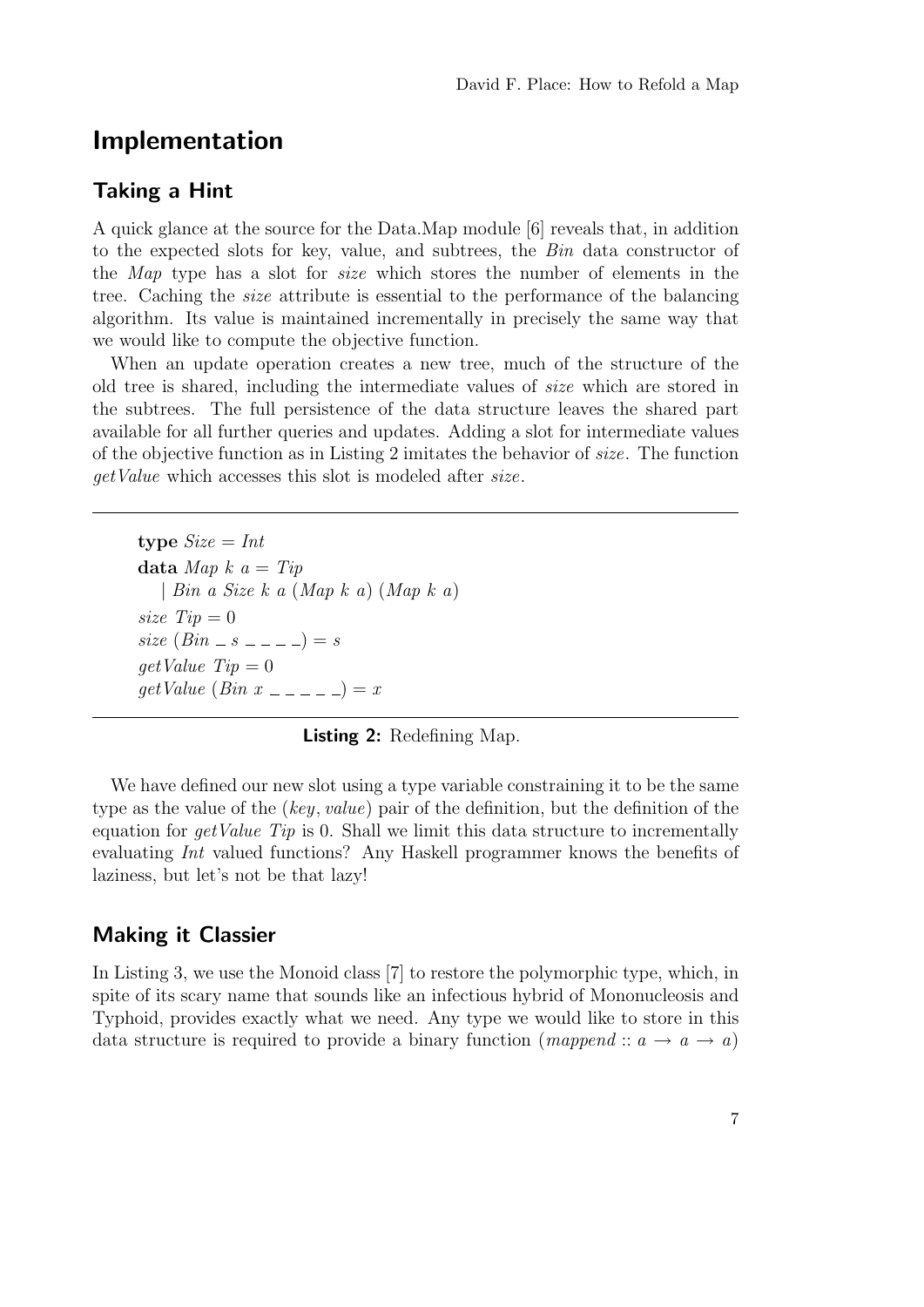## Implementation

### Taking a Hint

A quick glance at the source for the Data.Map module [6] reveals that, in addition to the expected slots for key, value, and subtrees, the *Bin* data constructor of the *Map* type has a slot for *size* which stores the number of elements in the tree. Caching the *size* attribute is essential to the performance of the balancing algorithm. Its value is maintained incrementally in precisely the same way that we would like to compute the objective function.

When an update operation creates a new tree, much of the structure of the old tree is shared, including the intermediate values of *size* which are stored in the subtrees. The full persistence of the data structure leaves the shared part available for all further queries and updates. Adding a slot for intermediate values of the objective function as in Listing 2 imitates the behavior of *size*. The function *getValue* which accesses this slot is modeled after *size*.

```haskell
type Size = Int
data Map k a = Tip
   | Bin a Size k a (Map k a) (Map k a)
size Tip = 0
size (Bin _ s _ _ _ _) = s
getValue Tip = 0
getValue (Bin x _ _ _ _ _) = x
```

**Listing 2:** Redefining Map.

We have defined our new slot using a type variable constraining it to be the same type as the value of the (*key*, *value*) pair of the definition, but the definition of the equation for *getValue Tip* is 0. Shall we limit this data structure to incrementally evaluating *Int* valued functions? Any Haskell programmer knows the benefits of laziness, but let's not be that lazy!

### Making it Classier

In Listing 3, we use the Monoid class [7] to restore the polymorphic type, which, in spite of its scary name that sounds like an infectious hybrid of Mononucleosis and Typhoid, provides exactly what we need. Any type we would like to store in this data structure is required to provide a binary function ($mappend :: a \rightarrow a \rightarrow a$)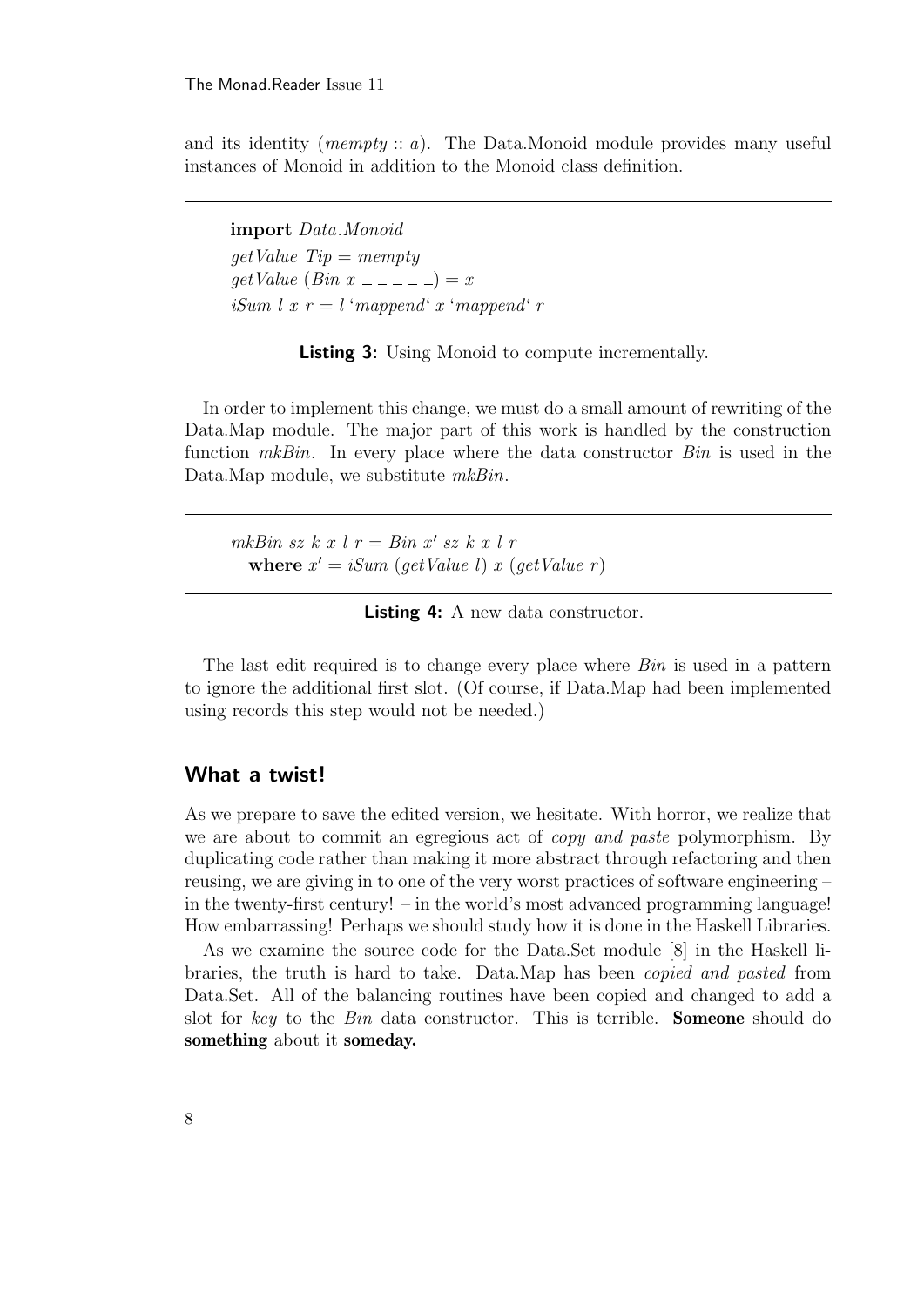and its identity ($mempty :: a$). The Data.Monoid module provides many useful instances of Monoid in addition to the Monoid class definition.

```haskell
import Data.Monoid
getValue Tip = mempty
getValue (Bin x _ _ _ _ _) = x
iSum l x r = l `mappend` x `mappend` r
```

**Listing 3:** Using Monoid to compute incrementally.

In order to implement this change, we must do a small amount of rewriting of the Data.Map module. The major part of this work is handled by the construction function *mkBin*. In every place where the data constructor *Bin* is used in the Data.Map module, we substitute *mkBin*.

```haskell
mkBin sz k x l r = Bin x' sz k x l r
  where x' = iSum (getValue l) x (getValue r)
```

**Listing 4:** A new data constructor.

The last edit required is to change every place where *Bin* is used in a pattern to ignore the additional first slot. (Of course, if Data.Map had been implemented using records this step would not be needed.)

## What a twist!

As we prepare to save the edited version, we hesitate. With horror, we realize that we are about to commit an egregious act of *copy and paste* polymorphism. By duplicating code rather than making it more abstract through refactoring and then reusing, we are giving in to one of the very worst practices of software engineering – in the twenty-first century! – in the world's most advanced programming language! How embarrassing! Perhaps we should study how it is done in the Haskell Libraries.

As we examine the source code for the Data.Set module [8] in the Haskell libraries, the truth is hard to take. Data.Map has been *copied and pasted* from Data.Set. All of the balancing routines have been copied and changed to add a slot for *key* to the *Bin* data constructor. This is terrible. **Someone** should do **something** about it **someday.**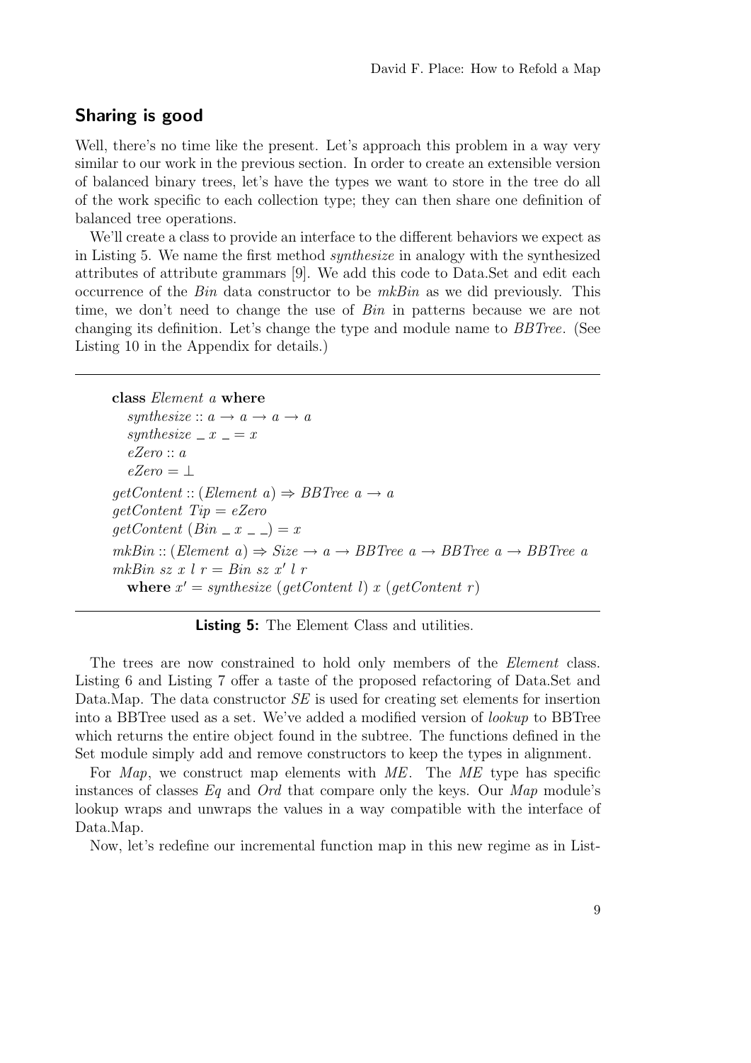## Sharing is good

Well, there's no time like the present. Let's approach this problem in a way very similar to our work in the previous section. In order to create an extensible version of balanced binary trees, let's have the types we want to store in the tree do all of the work specific to each collection type; they can then share one definition of balanced tree operations.

We'll create a class to provide an interface to the different behaviors we expect as in Listing 5. We name the first method *synthesize* in analogy with the synthesized attributes of attribute grammars [9]. We add this code to Data.Set and edit each occurrence of the *Bin* data constructor to be *mkBin* as we did previously. This time, we don't need to change the use of *Bin* in patterns because we are not changing its definition. Let's change the type and module name to *BBTree*. (See Listing 10 in the Appendix for details.)

```haskell
class Element a where
  synthesize :: a -> a -> a -> a
  synthesize _ x _ = x
  eZero :: a
  eZero = ⊥
getContent :: (Element a) => BBTree a -> a
getContent Tip = eZero
getContent (Bin _ x _ _) = x
mkBin :: (Element a) => Size -> a -> BBTree a -> BBTree a -> BBTree a
mkBin sz x l r = Bin sz x' l r
  where x' = synthesize (getContent l) x (getContent r)
```

**Listing 5:** The Element Class and utilities.

The trees are now constrained to hold only members of the *Element* class. Listing 6 and Listing 7 offer a taste of the proposed refactoring of Data.Set and Data.Map. The data constructor *SE* is used for creating set elements for insertion into a BBTree used as a set. We've added a modified version of *lookup* to BBTree which returns the entire object found in the subtree. The functions defined in the Set module simply add and remove constructors to keep the types in alignment.

For *Map*, we construct map elements with *ME*. The *ME* type has specific instances of classes *Eq* and *Ord* that compare only the keys. Our *Map* module's lookup wraps and unwraps the values in a way compatible with the interface of Data.Map.

Now, let's redefine our incremental function map in this new regime as in List-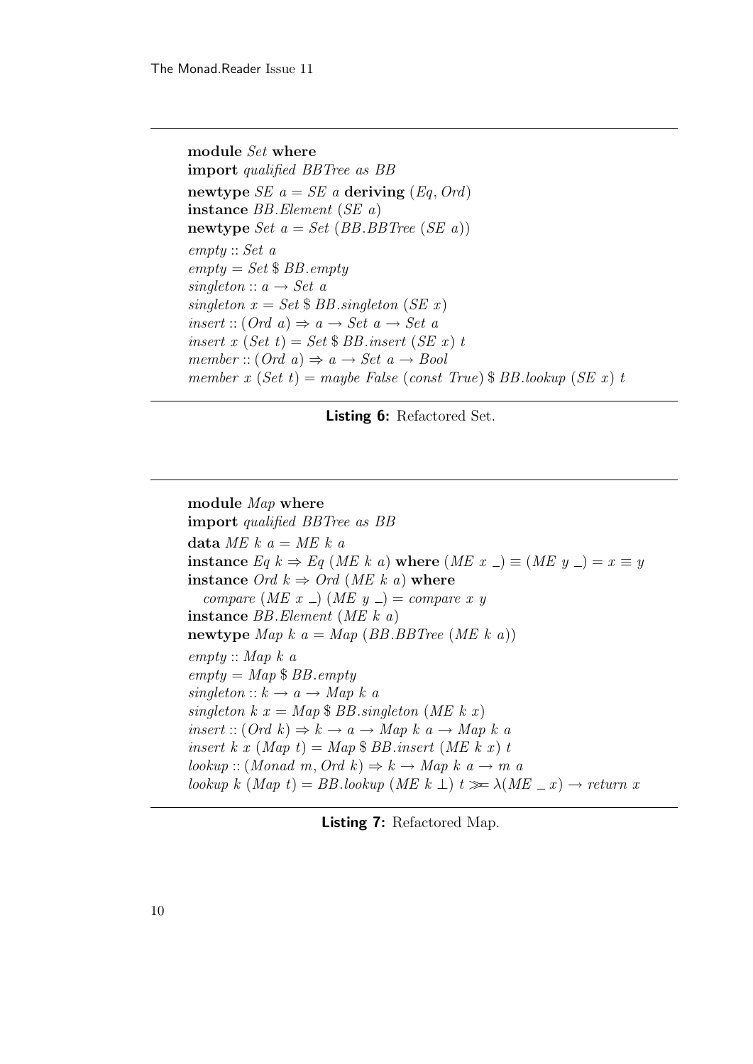```haskell
module Set where
import qualified BBTree as BB
newtype SE a = SE a deriving (Eq, Ord)
instance BB.Element (SE a)
newtype Set a = Set (BB.BBTree (SE a))
empty :: Set a
empty = Set $ BB.empty
singleton :: a -> Set a
singleton x = Set $ BB.singleton (SE x)
insert :: (Ord a) => a -> Set a -> Set a
insert x (Set t) = Set $ BB.insert (SE x) t
member :: (Ord a) => a -> Set a -> Bool
member x (Set t) = maybe False (const True) $ BB.lookup (SE x) t
```

**Listing 6:** Refactored Set.

```haskell
module Map where
import qualified BBTree as BB
data ME k a = ME k a
instance Eq k => Eq (ME k a) where (ME x _) == (ME y _) = x == y
instance Ord k => Ord (ME k a) where
  compare (ME x _) (ME y _) = compare x y
instance BB.Element (ME k a)
newtype Map k a = Map (BB.BBTree (ME k a))
empty :: Map k a
empty = Map $ BB.empty
singleton :: k -> a -> Map k a
singleton k x = Map $ BB.singleton (ME k x)
insert :: (Ord k) => k -> a -> Map k a -> Map k a
insert k x (Map t) = Map $ BB.insert (ME k x) t
lookup :: (Monad m, Ord k) => k -> Map k a -> m a
lookup k (Map t) = BB.lookup (ME k undefined) t >>= \(ME _ x) -> return x
```

**Listing 7:** Refactored Map.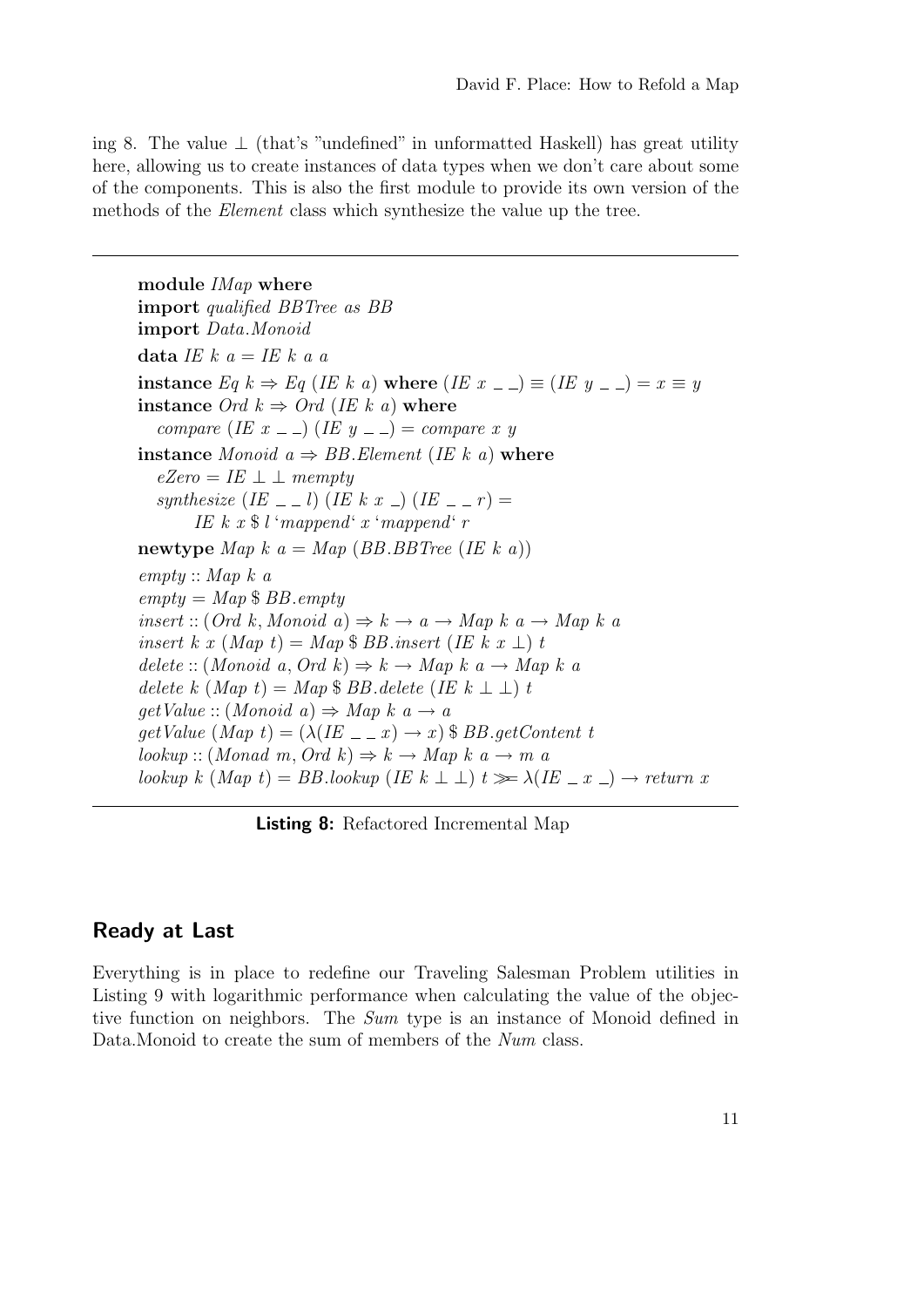ing 8. The value ⊥ (that's "undefined" in unformatted Haskell) has great utility here, allowing us to create instances of data types when we don't care about some of the components. This is also the first module to provide its own version of the methods of the *Element* class which synthesize the value up the tree.

```
module IMap where
import qualified BBTree as BB
import Data.Monoid
data IE k a = IE k a a
instance Eq k ⇒ Eq (IE k a) where (IE x _ _) ≡ (IE y _ _) = x ≡ y
instance Ord k ⇒ Ord (IE k a) where
  compare (IE x _ _) (IE y _ _) = compare x y
instance Monoid a ⇒ BB.Element (IE k a) where
  eZero = IE ⊥ ⊥ mempty
  synthesize (IE _ _ l) (IE k x _) (IE _ _ r) =
      IE k x $ l `mappend` x `mappend` r
newtype Map k a = Map (BB.BBTree (IE k a))
empty :: Map k a
empty = Map $ BB.empty
insert :: (Ord k, Monoid a) ⇒ k → a → Map k a → Map k a
insert k x (Map t) = Map $ BB.insert (IE k x ⊥) t
delete :: (Monoid a, Ord k) ⇒ k → Map k a → Map k a
delete k (Map t) = Map $ BB.delete (IE k ⊥ ⊥) t
getValue :: (Monoid a) ⇒ Map k a → a
getValue (Map t) = (λ(IE _ _ x) → x) $ BB.getContent t
lookup :: (Monad m, Ord k) ⇒ k → Map k a → m a
lookup k (Map t) = BB.lookup (IE k ⊥ ⊥) t ≫= λ(IE _ x _) → return x
```

**Listing 8:** Refactored Incremental Map

## Ready at Last

Everything is in place to redefine our Traveling Salesman Problem utilities in Listing 9 with logarithmic performance when calculating the value of the objective function on neighbors. The *Sum* type is an instance of Monoid defined in Data.Monoid to create the sum of members of the *Num* class.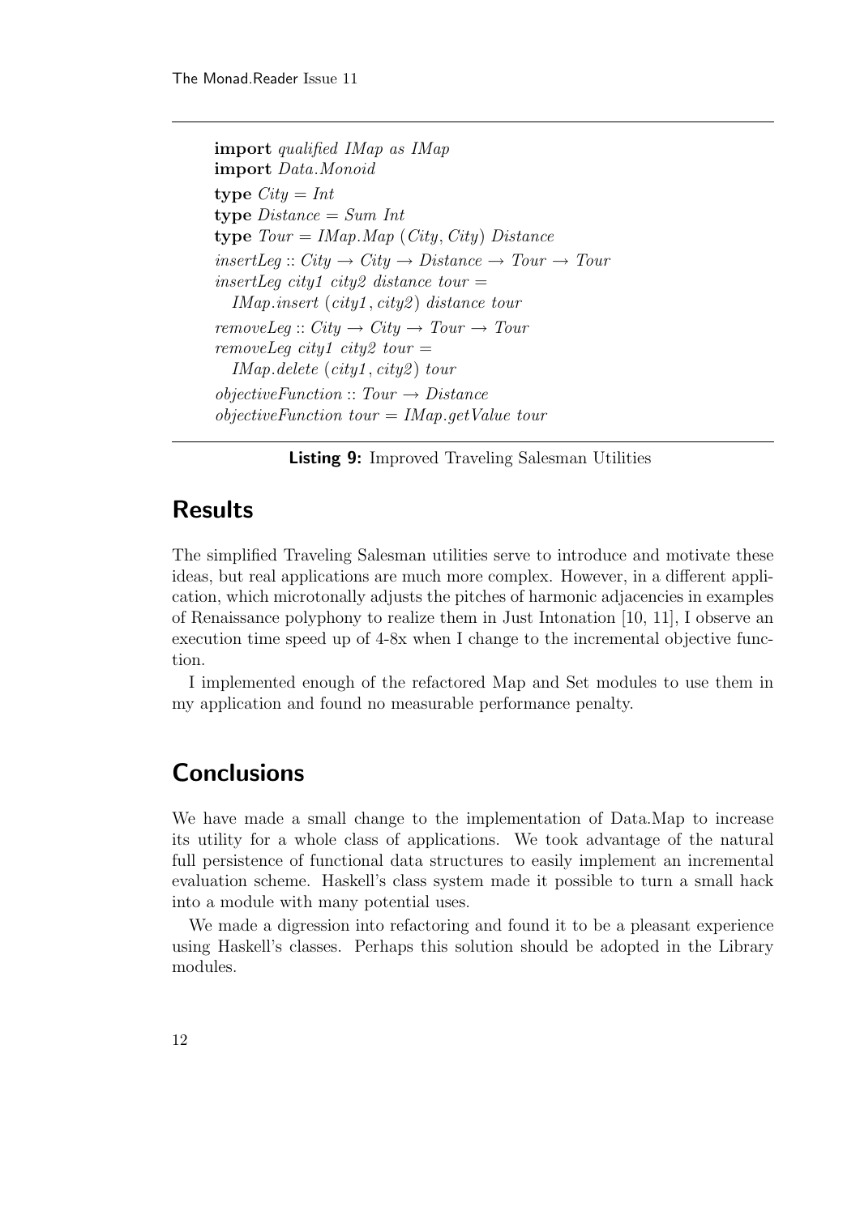```haskell
import qualified IMap as IMap
import Data.Monoid
type City = Int
type Distance = Sum Int
type Tour = IMap.Map (City, City) Distance
insertLeg :: City → City → Distance → Tour → Tour
insertLeg city1 city2 distance tour =
  IMap.insert (city1, city2) distance tour
removeLeg :: City → City → Tour → Tour
removeLeg city1 city2 tour =
  IMap.delete (city1, city2) tour
objectiveFunction :: Tour → Distance
objectiveFunction tour = IMap.getValue tour
```

**Listing 9:** Improved Traveling Salesman Utilities

## Results

The simplified Traveling Salesman utilities serve to introduce and motivate these ideas, but real applications are much more complex. However, in a different application, which microtonally adjusts the pitches of harmonic adjacencies in examples of Renaissance polyphony to realize them in Just Intonation [10, 11], I observe an execution time speed up of 4-8x when I change to the incremental objective function.

I implemented enough of the refactored Map and Set modules to use them in my application and found no measurable performance penalty.

## Conclusions

We have made a small change to the implementation of Data.Map to increase its utility for a whole class of applications. We took advantage of the natural full persistence of functional data structures to easily implement an incremental evaluation scheme. Haskell's class system made it possible to turn a small hack into a module with many potential uses.

We made a digression into refactoring and found it to be a pleasant experience using Haskell's classes. Perhaps this solution should be adopted in the Library modules.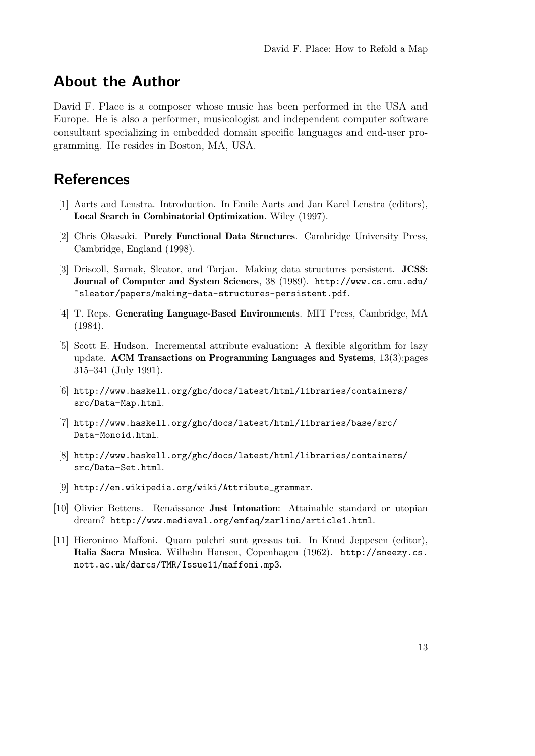## About the Author

David F. Place is a composer whose music has been performed in the USA and Europe. He is also a performer, musicologist and independent computer software consultant specializing in embedded domain specific languages and end-user programming. He resides in Boston, MA, USA.

## References

[1] Aarts and Lenstra. Introduction. In Emile Aarts and Jan Karel Lenstra (editors), **Local Search in Combinatorial Optimization**. Wiley (1997).

[2] Chris Okasaki. **Purely Functional Data Structures**. Cambridge University Press, Cambridge, England (1998).

[3] Driscoll, Sarnak, Sleator, and Tarjan. Making data structures persistent. **JCSS: Journal of Computer and System Sciences**, 38 (1989). `http://www.cs.cmu.edu/~sleator/papers/making-data-structures-persistent.pdf`.

[4] T. Reps. **Generating Language-Based Environments**. MIT Press, Cambridge, MA (1984).

[5] Scott E. Hudson. Incremental attribute evaluation: A flexible algorithm for lazy update. **ACM Transactions on Programming Languages and Systems**, 13(3):pages 315–341 (July 1991).

[6] `http://www.haskell.org/ghc/docs/latest/html/libraries/containers/src/Data-Map.html`.

[7] `http://www.haskell.org/ghc/docs/latest/html/libraries/base/src/Data-Monoid.html`.

[8] `http://www.haskell.org/ghc/docs/latest/html/libraries/containers/src/Data-Set.html`.

[9] `http://en.wikipedia.org/wiki/Attribute_grammar`.

[10] Olivier Bettens. Renaissance **Just Intonation**: Attainable standard or utopian dream? `http://www.medieval.org/emfaq/zarlino/article1.html`.

[11] Hieronimo Maffoni. Quam pulchri sunt gressus tui. In Knud Jeppesen (editor), **Italia Sacra Musica**. Wilhelm Hansen, Copenhagen (1962). `http://sneezy.cs.nott.ac.uk/darcs/TMR/Issue11/maffoni.mp3`.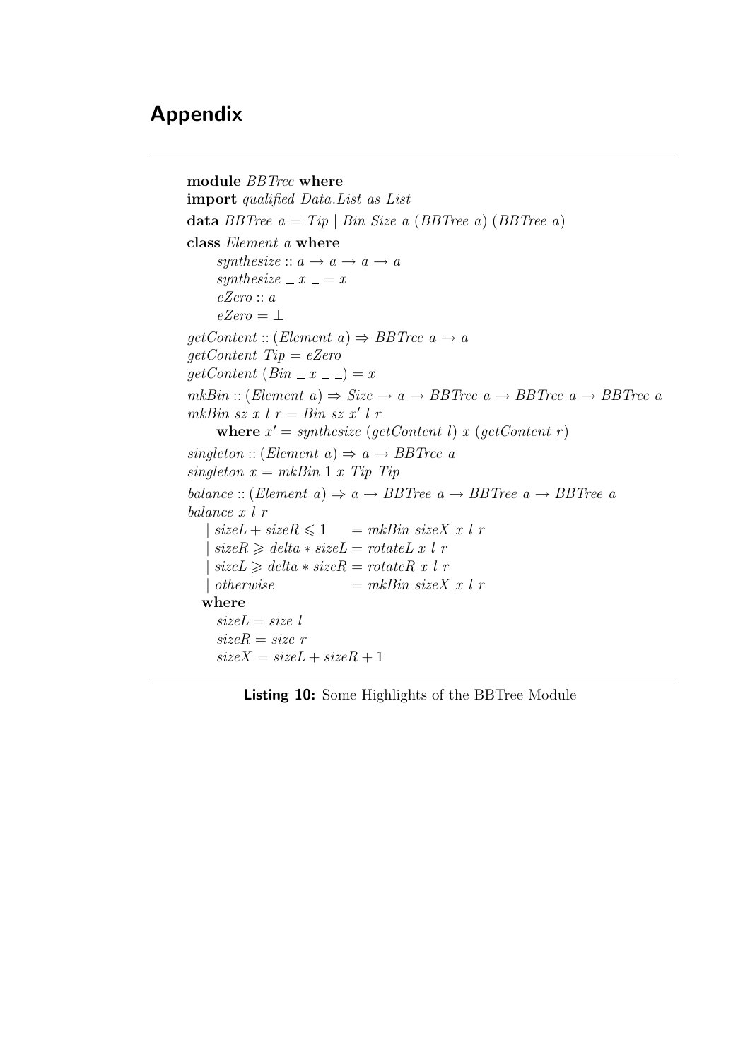## Appendix

```
module BBTree where
import qualified Data.List as List
data BBTree a = Tip | Bin Size a (BBTree a) (BBTree a)
class Element a where
    synthesize :: a → a → a → a
    synthesize _ x _ = x
    eZero :: a
    eZero = ⊥
getContent :: (Element a) ⇒ BBTree a → a
getContent Tip = eZero
getContent (Bin _ x _ _) = x
mkBin :: (Element a) ⇒ Size → a → BBTree a → BBTree a → BBTree a
mkBin sz x l r = Bin sz x' l r
    where x' = synthesize (getContent l) x (getContent r)
singleton :: (Element a) ⇒ a → BBTree a
singleton x = mkBin 1 x Tip Tip
balance :: (Element a) ⇒ a → BBTree a → BBTree a → BBTree a
balance x l r
  | sizeL + sizeR ⩽ 1       = mkBin sizeX x l r
  | sizeR ⩾ delta ∗ sizeL = rotateL x l r
  | sizeL ⩾ delta ∗ sizeR = rotateR x l r
  | otherwise               = mkBin sizeX x l r
  where
    sizeL = size l
    sizeR = size r
    sizeX = sizeL + sizeR + 1
```

**Listing 10:** Some Highlights of the BBTree Module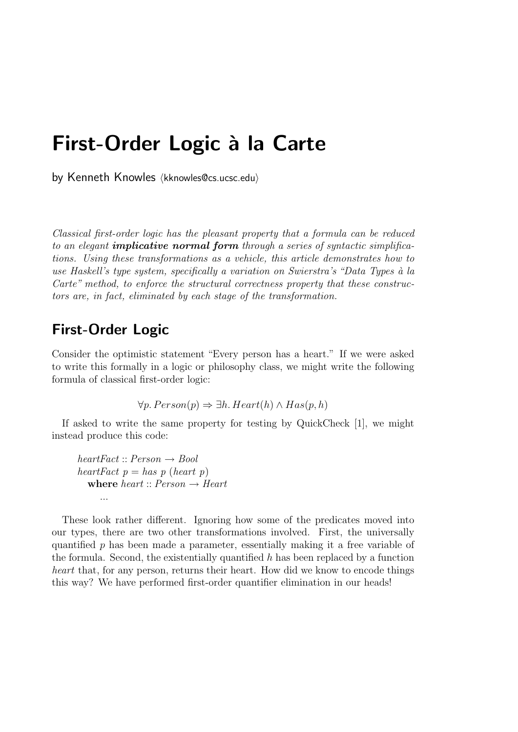# First-Order Logic à la Carte

by Kenneth Knowles ⟨kknowles@cs.ucsc.edu⟩

*Classical first-order logic has the pleasant property that a formula can be reduced to an elegant* ***implicative normal form*** *through a series of syntactic simplifications. Using these transformations as a vehicle, this article demonstrates how to use Haskell's type system, specifically a variation on Swierstra's "Data Types à la Carte" method, to enforce the structural correctness property that these constructors are, in fact, eliminated by each stage of the transformation.*

## First-Order Logic

Consider the optimistic statement "Every person has a heart." If we were asked to write this formally in a logic or philosophy class, we might write the following formula of classical first-order logic:

$$\forall p.\, Person(p) \Rightarrow \exists h.\, Heart(h) \wedge Has(p, h)$$

If asked to write the same property for testing by QuickCheck [1], we might instead produce this code:

```
heartFact :: Person → Bool
heartFact p = has p (heart p)
  where heart :: Person → Heart
        ...
```

These look rather different. Ignoring how some of the predicates moved into our types, there are two other transformations involved. First, the universally quantified $p$ has been made a parameter, essentially making it a free variable of the formula. Second, the existentially quantified $h$ has been replaced by a function *heart* that, for any person, returns their heart. How did we know to encode things this way? We have performed first-order quantifier elimination in our heads!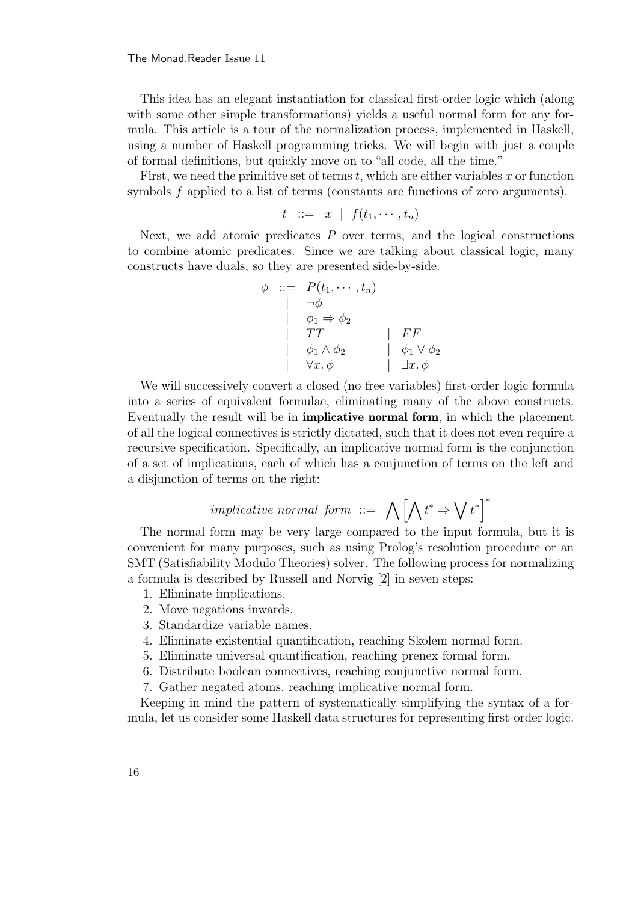This idea has an elegant instantiation for classical first-order logic which (along with some other simple transformations) yields a useful normal form for any formula. This article is a tour of the normalization process, implemented in Haskell, using a number of Haskell programming tricks. We will begin with just a couple of formal definitions, but quickly move on to "all code, all the time."

First, we need the primitive set of terms $t$, which are either variables $x$ or function symbols $f$ applied to a list of terms (constants are functions of zero arguments).

$$t \ ::= \ x \ | \ f(t_1, \cdots, t_n)$$

Next, we add atomic predicates $P$ over terms, and the logical constructions to combine atomic predicates. Since we are talking about classical logic, many constructs have duals, so they are presented side-by-side.

$$\begin{array}{rcll} \phi & ::= & P(t_1, \cdots, t_n) & \\ & | & \neg\phi & \\ & | & \phi_1 \Rightarrow \phi_2 & \\ & | & TT & | \ FF \\ & | & \phi_1 \wedge \phi_2 & | \ \phi_1 \vee \phi_2 \\ & | & \forall x.\, \phi & | \ \exists x.\, \phi \end{array}$$

We will successively convert a closed (no free variables) first-order logic formula into a series of equivalent formulae, eliminating many of the above constructs. Eventually the result will be in **implicative normal form**, in which the placement of all the logical connectives is strictly dictated, such that it does not even require a recursive specification. Specifically, an implicative normal form is the conjunction of a set of implications, each of which has a conjunction of terms on the left and a disjunction of terms on the right:

$$\textit{implicative normal form} \ ::= \ \bigwedge \left[ \bigwedge t^* \Rightarrow \bigvee t^* \right]^*$$

The normal form may be very large compared to the input formula, but it is convenient for many purposes, such as using Prolog's resolution procedure or an SMT (Satisfiability Modulo Theories) solver. The following process for normalizing a formula is described by Russell and Norvig [2] in seven steps:

1. Eliminate implications.
2. Move negations inwards.
3. Standardize variable names.
4. Eliminate existential quantification, reaching Skolem normal form.
5. Eliminate universal quantification, reaching prenex formal form.
6. Distribute boolean connectives, reaching conjunctive normal form.
7. Gather negated atoms, reaching implicative normal form.

Keeping in mind the pattern of systematically simplifying the syntax of a formula, let us consider some Haskell data structures for representing first-order logic.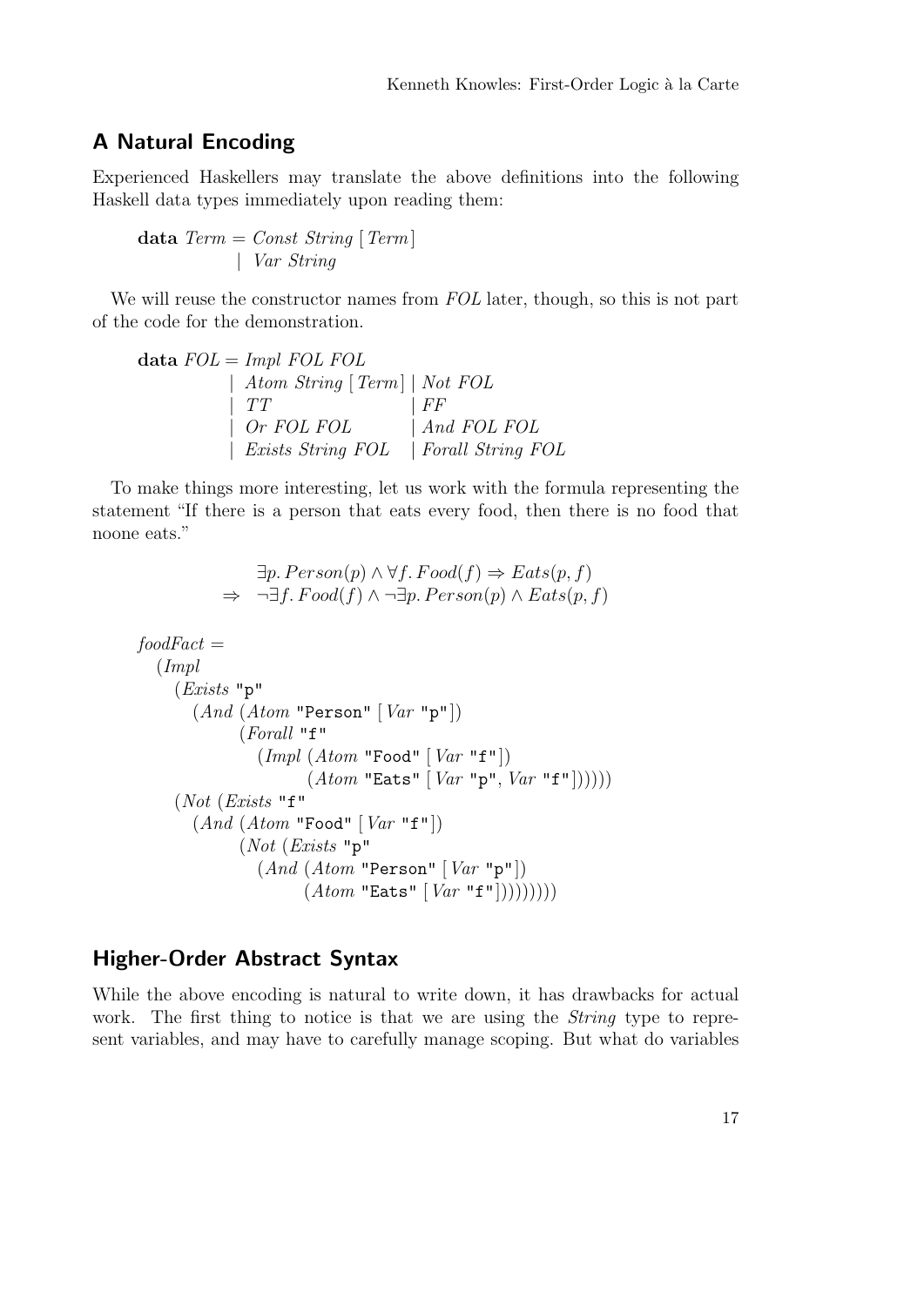## A Natural Encoding

Experienced Haskellers may translate the above definitions into the following Haskell data types immediately upon reading them:

```haskell
data Term = Const String [Term]
          | Var String
```

We will reuse the constructor names from *FOL* later, though, so this is not part of the code for the demonstration.

```haskell
data FOL = Impl FOL FOL
         | Atom String [Term] | Not FOL
         | TT                 | FF
         | Or FOL FOL         | And FOL FOL
         | Exists String FOL  | Forall String FOL
```

To make things more interesting, let us work with the formula representing the statement "If there is a person that eats every food, then there is no food that noone eats."

$$
\begin{array}{ll}
& \exists p.\, Person(p) \wedge \forall f.\, Food(f) \Rightarrow Eats(p, f) \\
\Rightarrow & \neg \exists f.\, Food(f) \wedge \neg \exists p.\, Person(p) \wedge Eats(p, f)
\end{array}
$$

```haskell
foodFact =
  (Impl
    (Exists "p"
      (And (Atom "Person" [Var "p"])
           (Forall "f"
             (Impl (Atom "Food" [Var "f"])
                   (Atom "Eats" [Var "p", Var "f"])))))
    (Not (Exists "f"
      (And (Atom "Food" [Var "f"])
           (Not (Exists "p"
             (And (Atom "Person" [Var "p"])
                  (Atom "Eats" [Var "f"]))))))))
```

## Higher-Order Abstract Syntax

While the above encoding is natural to write down, it has drawbacks for actual work. The first thing to notice is that we are using the *String* type to represent variables, and may have to carefully manage scoping. But what do variables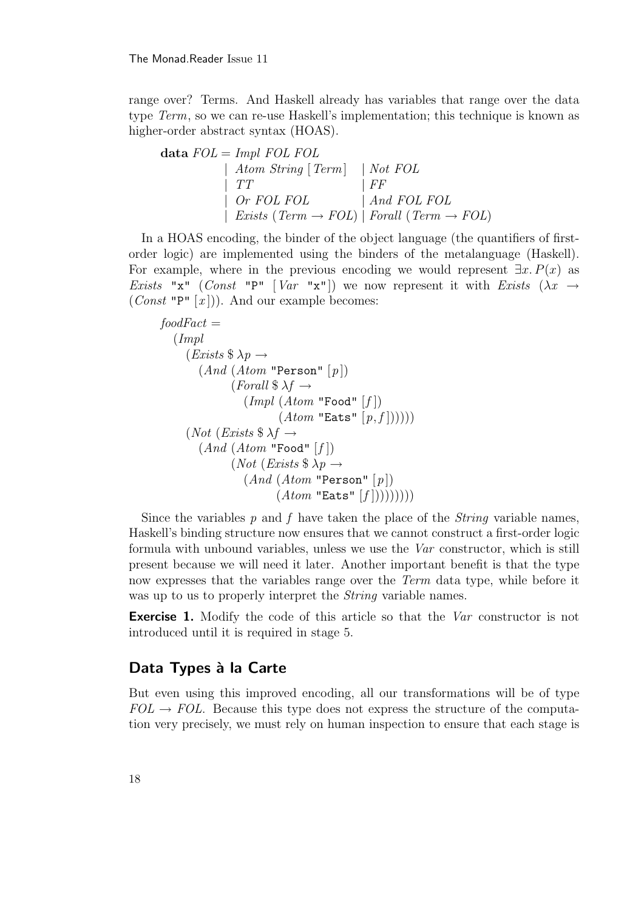range over? Terms. And Haskell already has variables that range over the data type *Term*, so we can re-use Haskell's implementation; this technique is known as higher-order abstract syntax (HOAS).

```
data FOL = Impl FOL FOL
         | Atom String [Term]   | Not FOL
         | TT                   | FF
         | Or FOL FOL           | And FOL FOL
         | Exists (Term → FOL)  | Forall (Term → FOL)
```

In a HOAS encoding, the binder of the object language (the quantifiers of first-order logic) are implemented using the binders of the metalanguage (Haskell). For example, where in the previous encoding we would represent $\exists x. P(x)$ as *Exists* "x" (*Const* "P" [*Var* "x"]) we now represent it with *Exists* ($\lambda x \rightarrow$ (*Const* "P" [$x$])). And our example becomes:

```
foodFact =
  (Impl
    (Exists $ λp →
      (And (Atom "Person" [p])
           (Forall $ λf →
             (Impl (Atom "Food" [f])
                   (Atom "Eats" [p, f])))))
    (Not (Exists $ λf →
      (And (Atom "Food" [f])
           (Not (Exists $ λp →
             (And (Atom "Person" [p])
                  (Atom "Eats" [f])))))))))
```

Since the variables $p$ and $f$ have taken the place of the *String* variable names, Haskell's binding structure now ensures that we cannot construct a first-order logic formula with unbound variables, unless we use the *Var* constructor, which is still present because we will need it later. Another important benefit is that the type now expresses that the variables range over the *Term* data type, while before it was up to us to properly interpret the *String* variable names.

**Exercise 1.** Modify the code of this article so that the *Var* constructor is not introduced until it is required in stage 5.

## Data Types à la Carte

But even using this improved encoding, all our transformations will be of type *FOL* → *FOL*. Because this type does not express the structure of the computation very precisely, we must rely on human inspection to ensure that each stage is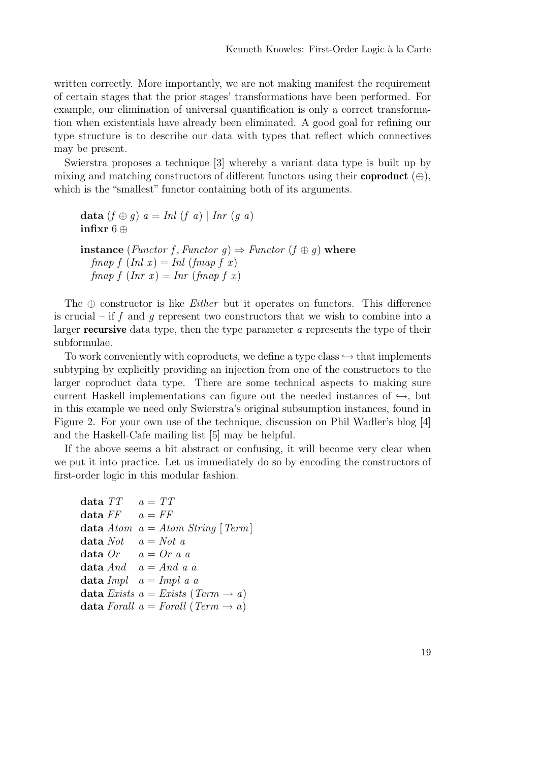written correctly. More importantly, we are not making manifest the requirement of certain stages that the prior stages' transformations have been performed. For example, our elimination of universal quantification is only a correct transformation when existentials have already been eliminated. A good goal for refining our type structure is to describe our data with types that reflect which connectives may be present.

Swierstra proposes a technique [3] whereby a variant data type is built up by mixing and matching constructors of different functors using their **coproduct** ($\oplus$), which is the "smallest" functor containing both of its arguments.

```
data (f ⊕ g) a = Inl (f a) | Inr (g a)
infixr 6 ⊕

instance (Functor f, Functor g) ⇒ Functor (f ⊕ g) where
  fmap f (Inl x) = Inl (fmap f x)
  fmap f (Inr x) = Inr (fmap f x)
```

The $\oplus$ constructor is like *Either* but it operates on functors. This difference is crucial – if $f$ and $g$ represent two constructors that we wish to combine into a larger **recursive** data type, then the type parameter $a$ represents the type of their subformulae.

To work conveniently with coproducts, we define a type class $\hookrightarrow$ that implements subtyping by explicitly providing an injection from one of the constructors to the larger coproduct data type. There are some technical aspects to making sure current Haskell implementations can figure out the needed instances of $\hookrightarrow$, but in this example we need only Swierstra's original subsumption instances, found in Figure 2. For your own use of the technique, discussion on Phil Wadler's blog [4] and the Haskell-Cafe mailing list [5] may be helpful.

If the above seems a bit abstract or confusing, it will become very clear when we put it into practice. Let us immediately do so by encoding the constructors of first-order logic in this modular fashion.

```
data TT     a = TT
data FF     a = FF
data Atom   a = Atom String [Term]
data Not    a = Not a
data Or     a = Or a a
data And    a = And a a
data Impl   a = Impl a a
data Exists a = Exists (Term → a)
data Forall a = Forall (Term → a)
```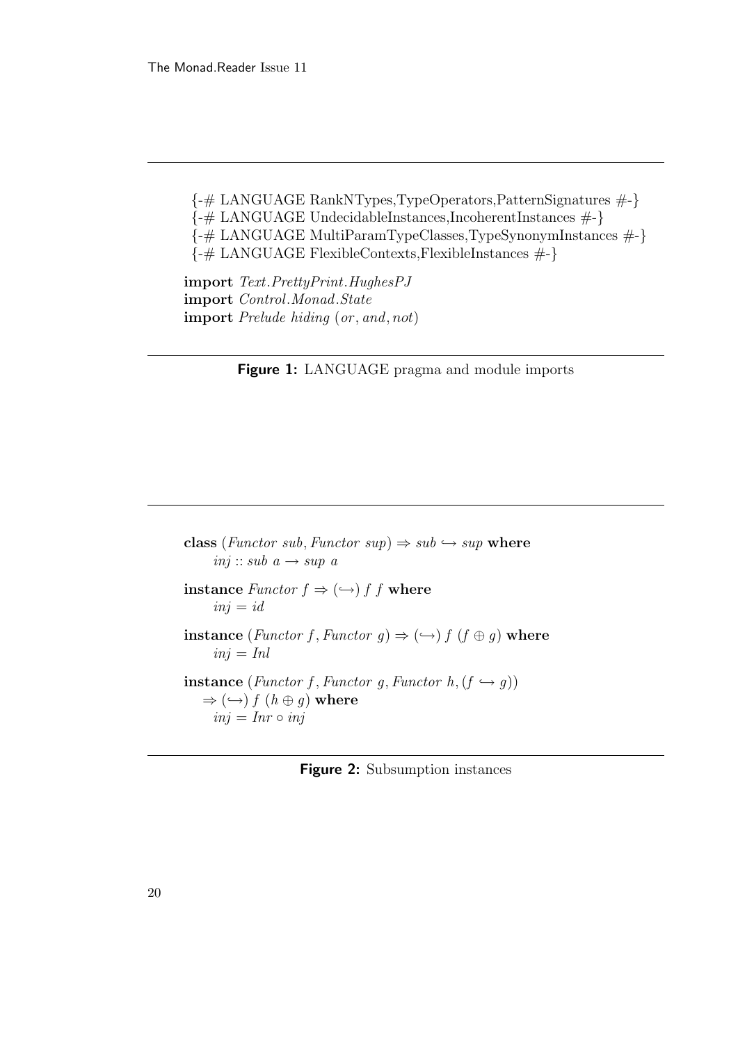```haskell
{-# LANGUAGE RankNTypes,TypeOperators,PatternSignatures #-}
{-# LANGUAGE UndecidableInstances,IncoherentInstances #-}
{-# LANGUAGE MultiParamTypeClasses,TypeSynonymInstances #-}
{-# LANGUAGE FlexibleContexts,FlexibleInstances #-}

import Text.PrettyPrint.HughesPJ
import Control.Monad.State
import Prelude hiding (or, and, not)
```

**Figure 1:** LANGUAGE pragma and module imports

```haskell
class (Functor sub, Functor sup) => sub :<: sup where
    inj :: sub a -> sup a

instance Functor f => (:<:) f f where
    inj = id

instance (Functor f, Functor g) => (:<:) f (f :+: g) where
    inj = Inl

instance (Functor f, Functor g, Functor h, (f :<: g))
  => (:<:) f (h :+: g) where
    inj = Inr . inj
```

**Figure 2:** Subsumption instances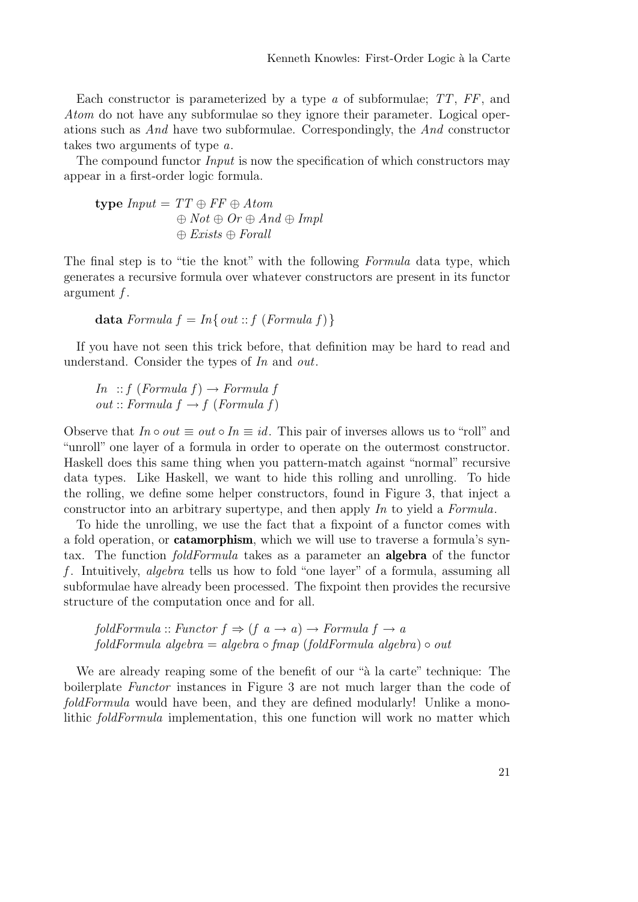Each constructor is parameterized by a type $a$ of subformulae; $TT$, $FF$, and $Atom$ do not have any subformulae so they ignore their parameter. Logical operations such as $And$ have two subformulae. Correspondingly, the $And$ constructor takes two arguments of type $a$.

The compound functor $Input$ is now the specification of which constructors may appear in a first-order logic formula.

$$
\begin{aligned}
\textbf{type}\ \mathit{Input} = {} & TT \oplus FF \oplus \mathit{Atom} \\
& \oplus \mathit{Not} \oplus \mathit{Or} \oplus \mathit{And} \oplus \mathit{Impl} \\
& \oplus \mathit{Exists} \oplus \mathit{Forall}
\end{aligned}
$$

The final step is to "tie the knot" with the following $Formula$ data type, which generates a recursive formula over whatever constructors are present in its functor argument $f$.

$$\textbf{data}\ \mathit{Formula}\ f = \mathit{In}\{\ \mathit{out} :: f\ (\mathit{Formula}\ f)\}$$

If you have not seen this trick before, that definition may be hard to read and understand. Consider the types of $In$ and $out$.

$$
\begin{aligned}
&\mathit{In}\ \ :: f\ (\mathit{Formula}\ f) \rightarrow \mathit{Formula}\ f \\
&\mathit{out} :: \mathit{Formula}\ f \rightarrow f\ (\mathit{Formula}\ f)
\end{aligned}
$$

Observe that $In \circ out \equiv out \circ In \equiv id$. This pair of inverses allows us to "roll" and "unroll" one layer of a formula in order to operate on the outermost constructor. Haskell does this same thing when you pattern-match against "normal" recursive data types. Like Haskell, we want to hide this rolling and unrolling. To hide the rolling, we define some helper constructors, found in Figure 3, that inject a constructor into an arbitrary supertype, and then apply $In$ to yield a $Formula$.

To hide the unrolling, we use the fact that a fixpoint of a functor comes with a fold operation, or **catamorphism**, which we will use to traverse a formula's syntax. The function $foldFormula$ takes as a parameter an **algebra** of the functor $f$. Intuitively, $algebra$ tells us how to fold "one layer" of a formula, assuming all subformulae have already been processed. The fixpoint then provides the recursive structure of the computation once and for all.

$$
\begin{aligned}
&\mathit{foldFormula} :: \mathit{Functor}\ f \Rightarrow (f\ a \rightarrow a) \rightarrow \mathit{Formula}\ f \rightarrow a \\
&\mathit{foldFormula}\ \mathit{algebra} = \mathit{algebra} \circ \mathit{fmap}\ (\mathit{foldFormula}\ \mathit{algebra}) \circ \mathit{out}
\end{aligned}
$$

We are already reaping some of the benefit of our "à la carte" technique: The boilerplate $Functor$ instances in Figure 3 are not much larger than the code of $foldFormula$ would have been, and they are defined modularly! Unlike a monolithic $foldFormula$ implementation, this one function will work no matter which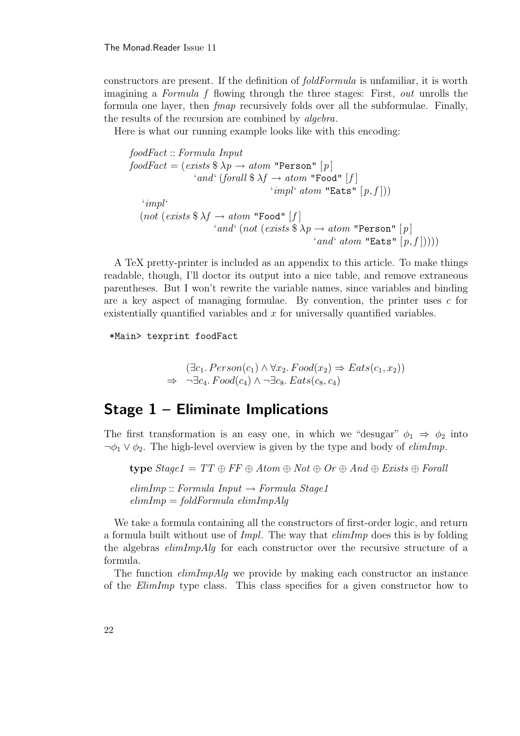constructors are present. If the definition of *foldFormula* is unfamiliar, it is worth imagining a *Formula f* flowing through the three stages: First, *out* unrolls the formula one layer, then *fmap* recursively folds over all the subformulae. Finally, the results of the recursion are combined by *algebra*.

Here is what our running example looks like with this encoding:

```
foodFact :: Formula Input
foodFact = (exists $ λp → atom "Person" [p]
              `and` (forall $ λf → atom "Food" [f]
                                  `impl` atom "Eats" [p, f]))
   `impl`
   (not (exists $ λf → atom "Food" [f]
                  `and` (not (exists $ λp → atom "Person" [p]
                                              `and` atom "Eats" [p, f]))))
```

A TeX pretty-printer is included as an appendix to this article. To make things readable, though, I'll doctor its output into a nice table, and remove extraneous parentheses. But I won't rewrite the variable names, since variables and binding are a key aspect of managing formulae. By convention, the printer uses $c$ for existentially quantified variables and $x$ for universally quantified variables.

```
*Main> texprint foodFact
```

$$
\begin{array}{rl}
& (\exists c_1.\, Person(c_1) \wedge \forall x_2.\, Food(x_2) \Rightarrow Eats(c_1, x_2)) \\
\Rightarrow & \neg\exists c_4.\, Food(c_4) \wedge \neg\exists c_8.\, Eats(c_8, c_4)
\end{array}
$$

## Stage 1 – Eliminate Implications

The first transformation is an easy one, in which we "desugar" $\phi_1 \Rightarrow \phi_2$ into $\neg\phi_1 \vee \phi_2$. The high-level overview is given by the type and body of *elimImp*.

```
type Stage1 = TT ⊕ FF ⊕ Atom ⊕ Not ⊕ Or ⊕ And ⊕ Exists ⊕ Forall

elimImp :: Formula Input → Formula Stage1
elimImp = foldFormula elimImpAlg
```

We take a formula containing all the constructors of first-order logic, and return a formula built without use of *Impl*. The way that *elimImp* does this is by folding the algebras *elimImpAlg* for each constructor over the recursive structure of a formula.

The function *elimImpAlg* we provide by making each constructor an instance of the *ElimImp* type class. This class specifies for a given constructor how to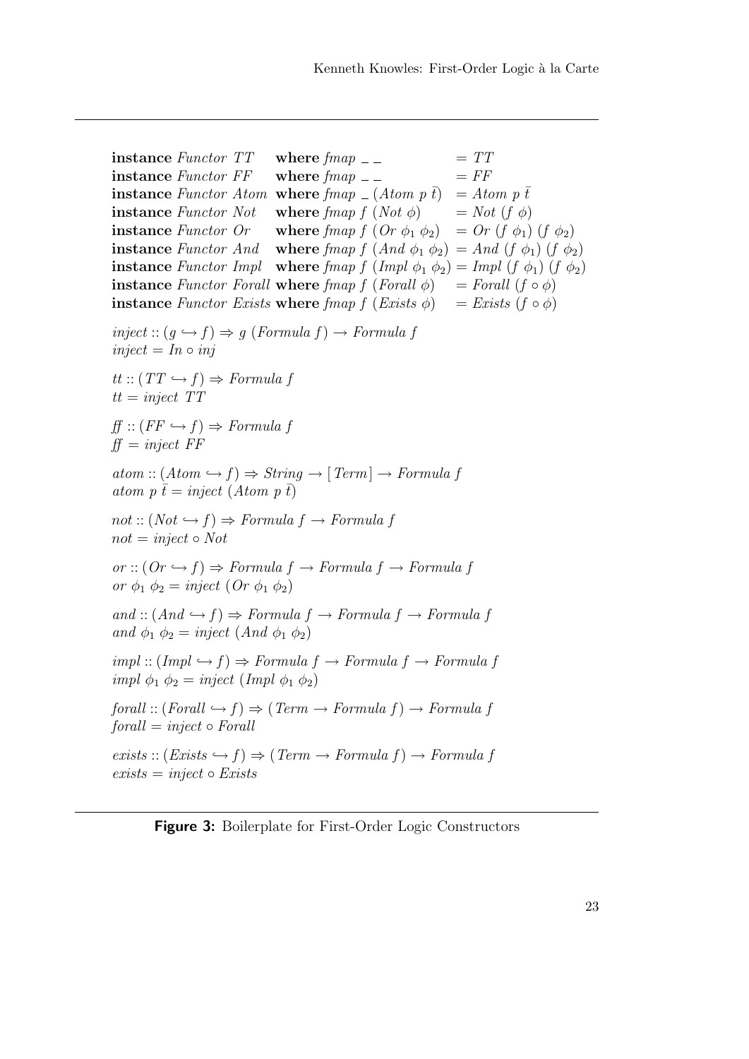```haskell
instance Functor TT     where fmap _ _              = TT
instance Functor FF     where fmap _ _              = FF
instance Functor Atom   where fmap _ (Atom p t̄)     = Atom p t̄
instance Functor Not    where fmap f (Not φ)        = Not (f φ)
instance Functor Or     where fmap f (Or φ1 φ2)     = Or (f φ1) (f φ2)
instance Functor And    where fmap f (And φ1 φ2)    = And (f φ1) (f φ2)
instance Functor Impl   where fmap f (Impl φ1 φ2)   = Impl (f φ1) (f φ2)
instance Functor Forall where fmap f (Forall φ)     = Forall (f ∘ φ)
instance Functor Exists where fmap f (Exists φ)     = Exists (f ∘ φ)

inject :: (g ↪ f) ⇒ g (Formula f) → Formula f
inject = In ∘ inj

tt :: (TT ↪ f) ⇒ Formula f
tt = inject TT

ff :: (FF ↪ f) ⇒ Formula f
ff = inject FF

atom :: (Atom ↪ f) ⇒ String → [Term] → Formula f
atom p t̄ = inject (Atom p t̄)

not :: (Not ↪ f) ⇒ Formula f → Formula f
not = inject ∘ Not

or :: (Or ↪ f) ⇒ Formula f → Formula f → Formula f
or φ1 φ2 = inject (Or φ1 φ2)

and :: (And ↪ f) ⇒ Formula f → Formula f → Formula f
and φ1 φ2 = inject (And φ1 φ2)

impl :: (Impl ↪ f) ⇒ Formula f → Formula f → Formula f
impl φ1 φ2 = inject (Impl φ1 φ2)

forall :: (Forall ↪ f) ⇒ (Term → Formula f) → Formula f
forall = inject ∘ Forall

exists :: (Exists ↪ f) ⇒ (Term → Formula f) → Formula f
exists = inject ∘ Exists
```

**Figure 3:** Boilerplate for First-Order Logic Constructors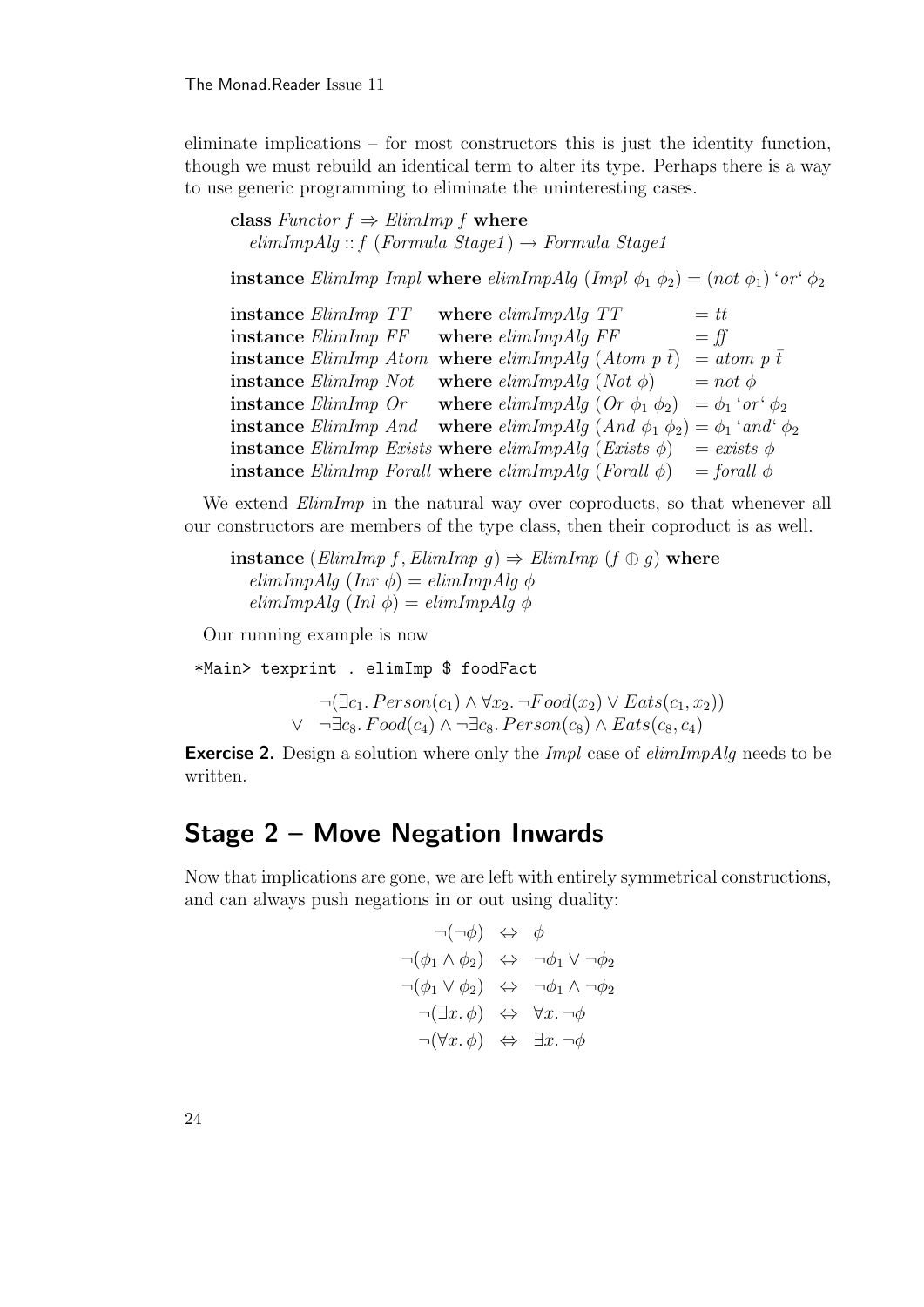eliminate implications – for most constructors this is just the identity function, though we must rebuild an identical term to alter its type. Perhaps there is a way to use generic programming to eliminate the uninteresting cases.

```
class Functor f ⇒ ElimImp f where
  elimImpAlg :: f (Formula Stage1) → Formula Stage1

instance ElimImp Impl where elimImpAlg (Impl φ1 φ2) = (not φ1) `or` φ2

instance ElimImp TT     where elimImpAlg TT            = tt
instance ElimImp FF     where elimImpAlg FF            = ff
instance ElimImp Atom   where elimImpAlg (Atom p t̄)    = atom p t̄
instance ElimImp Not    where elimImpAlg (Not φ)       = not φ
instance ElimImp Or     where elimImpAlg (Or φ1 φ2)    = φ1 `or` φ2
instance ElimImp And    where elimImpAlg (And φ1 φ2)   = φ1 `and` φ2
instance ElimImp Exists where elimImpAlg (Exists φ)    = exists φ
instance ElimImp Forall where elimImpAlg (Forall φ)    = forall φ
```

We extend *ElimImp* in the natural way over coproducts, so that whenever all our constructors are members of the type class, then their coproduct is as well.

```
instance (ElimImp f, ElimImp g) ⇒ ElimImp (f ⊕ g) where
  elimImpAlg (Inr φ) = elimImpAlg φ
  elimImpAlg (Inl φ) = elimImpAlg φ
```

Our running example is now

```
*Main> texprint . elimImp $ foodFact
```

$$\begin{array}{ll} & \neg(\exists c_1.\, Person(c_1) \wedge \forall x_2.\, \neg Food(x_2) \vee Eats(c_1, x_2)) \\ \vee & \neg\exists c_8.\, Food(c_4) \wedge \neg\exists c_8.\, Person(c_8) \wedge Eats(c_8, c_4) \end{array}$$

**Exercise 2.** Design a solution where only the *Impl* case of *elimImpAlg* needs to be written.

## Stage 2 – Move Negation Inwards

Now that implications are gone, we are left with entirely symmetrical constructions, and can always push negations in or out using duality:

$$\begin{array}{rcl} \neg(\neg\phi) & \Leftrightarrow & \phi \\ \neg(\phi_1 \wedge \phi_2) & \Leftrightarrow & \neg\phi_1 \vee \neg\phi_2 \\ \neg(\phi_1 \vee \phi_2) & \Leftrightarrow & \neg\phi_1 \wedge \neg\phi_2 \\ \neg(\exists x.\, \phi) & \Leftrightarrow & \forall x.\, \neg\phi \\ \neg(\forall x.\, \phi) & \Leftrightarrow & \exists x.\, \neg\phi \end{array}$$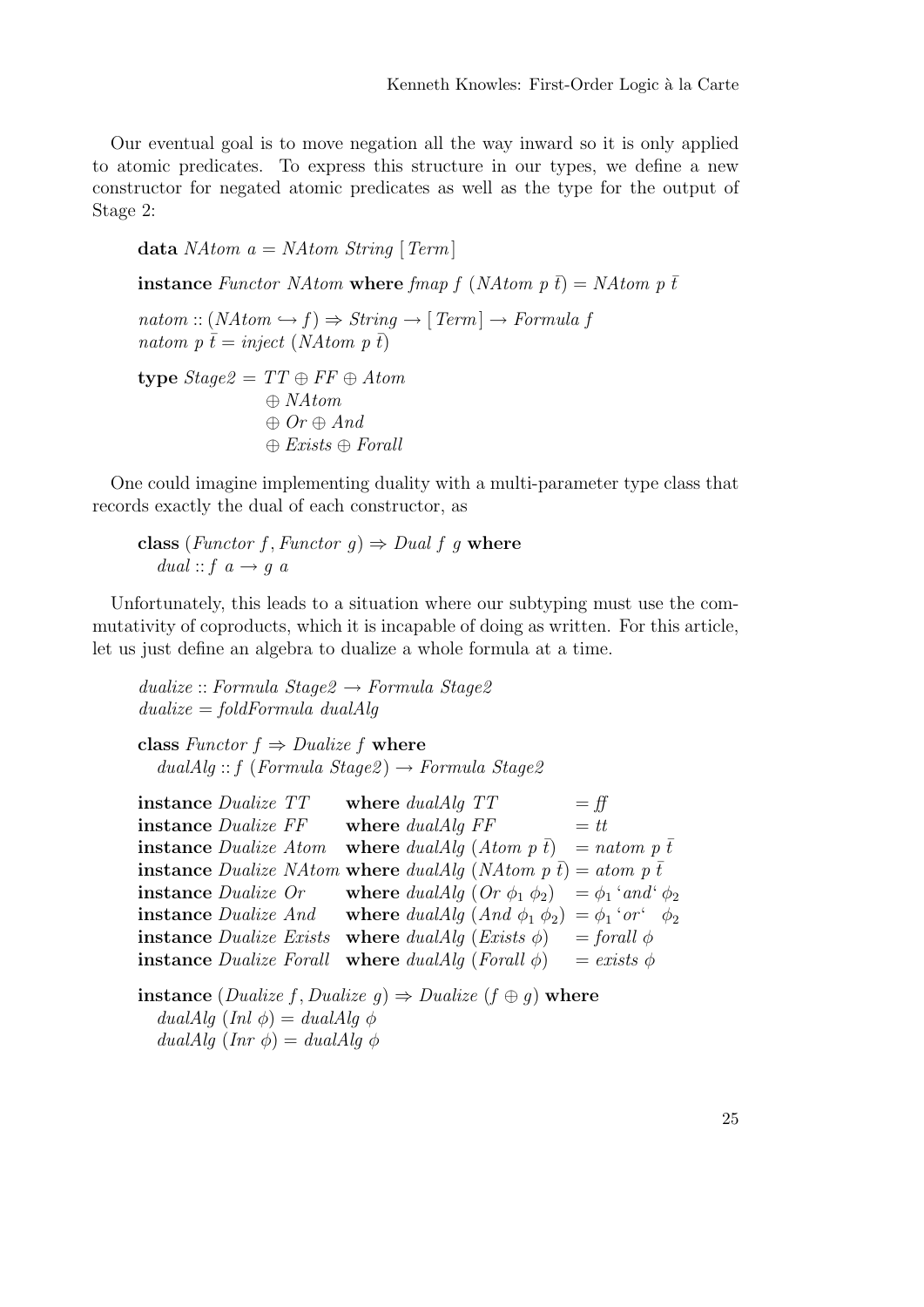Our eventual goal is to move negation all the way inward so it is only applied to atomic predicates. To express this structure in our types, we define a new constructor for negated atomic predicates as well as the type for the output of Stage 2:

```
data NAtom a = NAtom String [Term]

instance Functor NAtom where fmap f (NAtom p t̄) = NAtom p t̄

natom :: (NAtom ↪ f) ⇒ String → [Term] → Formula f
natom p t̄ = inject (NAtom p t̄)

type Stage2 = TT ⊕ FF ⊕ Atom
              ⊕ NAtom
              ⊕ Or ⊕ And
              ⊕ Exists ⊕ Forall
```

One could imagine implementing duality with a multi-parameter type class that records exactly the dual of each constructor, as

```
class (Functor f, Functor g) ⇒ Dual f g where
  dual :: f a → g a
```

Unfortunately, this leads to a situation where our subtyping must use the commutativity of coproducts, which it is incapable of doing as written. For this article, let us just define an algebra to dualize a whole formula at a time.

```
dualize :: Formula Stage2 → Formula Stage2
dualize = foldFormula dualAlg

class Functor f ⇒ Dualize f where
  dualAlg :: f (Formula Stage2) → Formula Stage2

instance Dualize TT     where dualAlg TT          = ff
instance Dualize FF     where dualAlg FF          = tt
instance Dualize Atom   where dualAlg (Atom p t̄)  = natom p t̄
instance Dualize NAtom  where dualAlg (NAtom p t̄) = atom p t̄
instance Dualize Or     where dualAlg (Or φ1 φ2)  = φ1 `and` φ2
instance Dualize And    where dualAlg (And φ1 φ2) = φ1 `or`  φ2
instance Dualize Exists where dualAlg (Exists φ)  = forall φ
instance Dualize Forall where dualAlg (Forall φ)  = exists φ

instance (Dualize f, Dualize g) ⇒ Dualize (f ⊕ g) where
  dualAlg (Inl φ) = dualAlg φ
  dualAlg (Inr φ) = dualAlg φ
```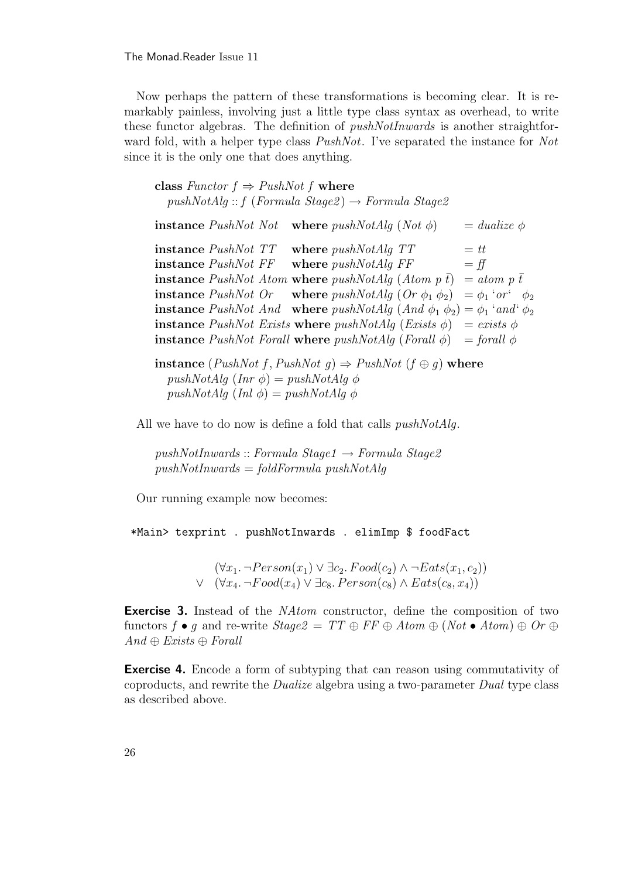Now perhaps the pattern of these transformations is becoming clear. It is remarkably painless, involving just a little type class syntax as overhead, to write these functor algebras. The definition of *pushNotInwards* is another straightforward fold, with a helper type class *PushNot*. I've separated the instance for *Not* since it is the only one that does anything.

```
class Functor f => PushNot f where
  pushNotAlg :: f (Formula Stage2) -> Formula Stage2

instance PushNot Not    where pushNotAlg (Not φ)      = dualize φ

instance PushNot TT     where pushNotAlg TT           = tt
instance PushNot FF     where pushNotAlg FF           = ff
instance PushNot Atom   where pushNotAlg (Atom p t̄)   = atom p t̄
instance PushNot Or     where pushNotAlg (Or φ1 φ2)   = φ1 `or`  φ2
instance PushNot And    where pushNotAlg (And φ1 φ2)  = φ1 `and` φ2
instance PushNot Exists where pushNotAlg (Exists φ)   = exists φ
instance PushNot Forall where pushNotAlg (Forall φ)   = forall φ

instance (PushNot f, PushNot g) => PushNot (f ⊕ g) where
  pushNotAlg (Inr φ) = pushNotAlg φ
  pushNotAlg (Inl φ) = pushNotAlg φ
```

All we have to do now is define a fold that calls *pushNotAlg*.

```
pushNotInwards :: Formula Stage1 -> Formula Stage2
pushNotInwards = foldFormula pushNotAlg
```

Our running example now becomes:

```
*Main> texprint . pushNotInwards . elimImp $ foodFact
```

$$
\begin{aligned}
& (\forall x_1.\, \neg Person(x_1) \vee \exists c_2.\, Food(c_2) \wedge \neg Eats(x_1, c_2)) \\
\vee \quad & (\forall x_4.\, \neg Food(x_4) \vee \exists c_8.\, Person(c_8) \wedge Eats(c_8, x_4))
\end{aligned}
$$

**Exercise 3.** Instead of the *NAtom* constructor, define the composition of two functors $f \bullet g$ and re-write $Stage2 = TT \oplus FF \oplus Atom \oplus (Not \bullet Atom) \oplus Or \oplus And \oplus Exists \oplus Forall$

**Exercise 4.** Encode a form of subtyping that can reason using commutativity of coproducts, and rewrite the *Dualize* algebra using a two-parameter *Dual* type class as described above.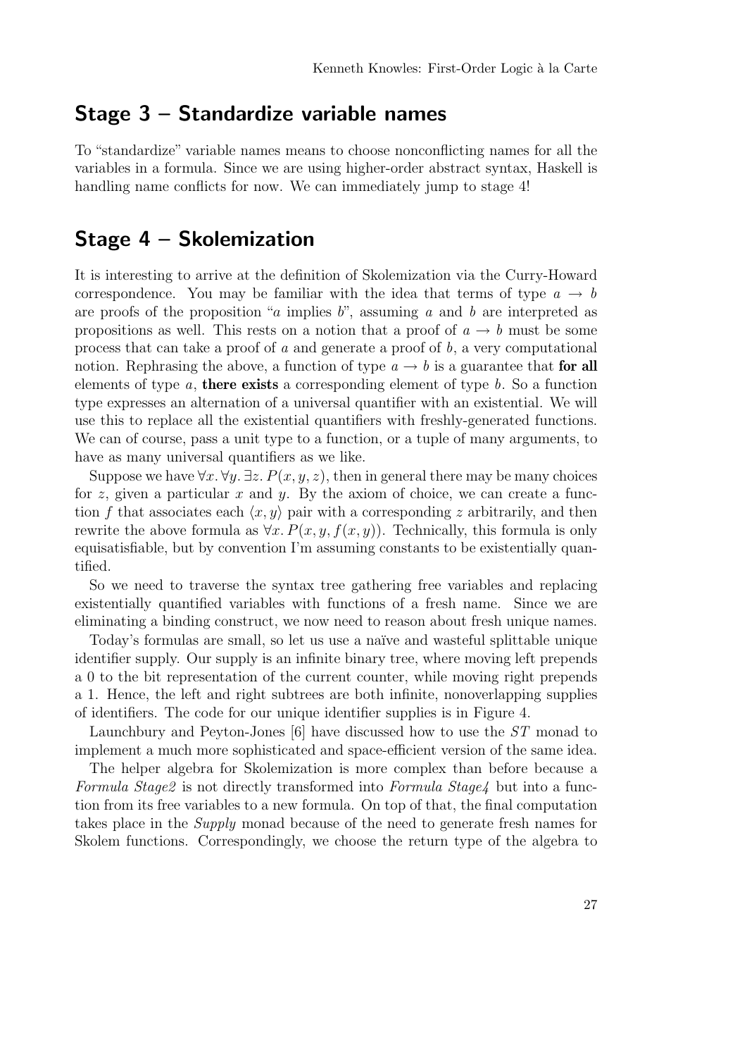## Stage 3 – Standardize variable names

To "standardize" variable names means to choose nonconflicting names for all the variables in a formula. Since we are using higher-order abstract syntax, Haskell is handling name conflicts for now. We can immediately jump to stage 4!

## Stage 4 – Skolemization

It is interesting to arrive at the definition of Skolemization via the Curry-Howard correspondence. You may be familiar with the idea that terms of type $a \to b$ are proofs of the proposition "$a$ implies $b$", assuming $a$ and $b$ are interpreted as propositions as well. This rests on a notion that a proof of $a \to b$ must be some process that can take a proof of $a$ and generate a proof of $b$, a very computational notion. Rephrasing the above, a function of type $a \to b$ is a guarantee that **for all** elements of type $a$, **there exists** a corresponding element of type $b$. So a function type expresses an alternation of a universal quantifier with an existential. We will use this to replace all the existential quantifiers with freshly-generated functions. We can of course, pass a unit type to a function, or a tuple of many arguments, to have as many universal quantifiers as we like.

Suppose we have $\forall x. \forall y. \exists z. P(x, y, z)$, then in general there may be many choices for $z$, given a particular $x$ and $y$. By the axiom of choice, we can create a function $f$ that associates each $\langle x, y\rangle$ pair with a corresponding $z$ arbitrarily, and then rewrite the above formula as $\forall x. P(x, y, f(x, y))$. Technically, this formula is only equisatisfiable, but by convention I'm assuming constants to be existentially quantified.

So we need to traverse the syntax tree gathering free variables and replacing existentially quantified variables with functions of a fresh name. Since we are eliminating a binding construct, we now need to reason about fresh unique names.

Today's formulas are small, so let us use a naïve and wasteful splittable unique identifier supply. Our supply is an infinite binary tree, where moving left prepends a 0 to the bit representation of the current counter, while moving right prepends a 1. Hence, the left and right subtrees are both infinite, nonoverlapping supplies of identifiers. The code for our unique identifier supplies is in Figure 4.

Launchbury and Peyton-Jones [6] have discussed how to use the *ST* monad to implement a much more sophisticated and space-efficient version of the same idea.

The helper algebra for Skolemization is more complex than before because a *Formula Stage2* is not directly transformed into *Formula Stage4* but into a function from its free variables to a new formula. On top of that, the final computation takes place in the *Supply* monad because of the need to generate fresh names for Skolem functions. Correspondingly, we choose the return type of the algebra to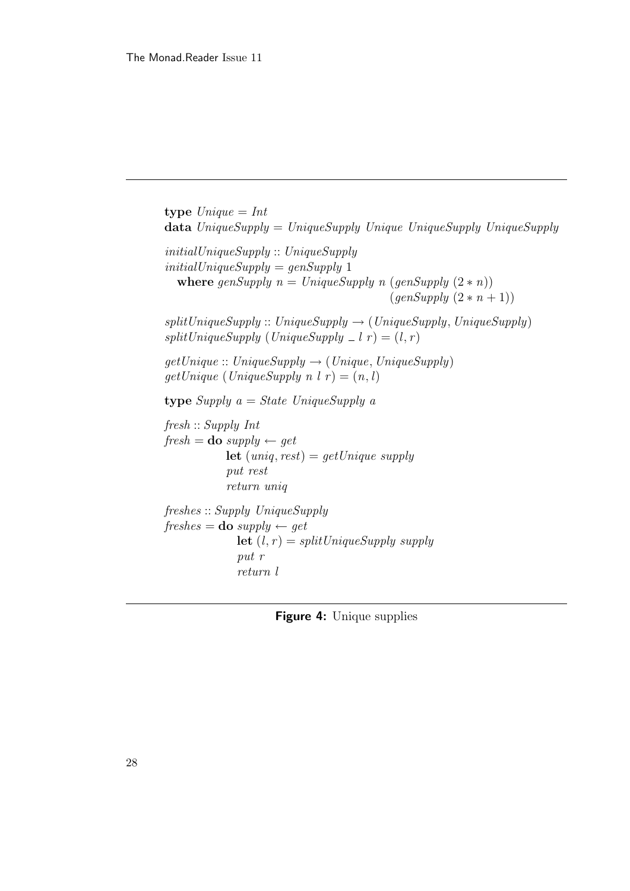```haskell
type Unique = Int
data UniqueSupply = UniqueSupply Unique UniqueSupply UniqueSupply

initialUniqueSupply :: UniqueSupply
initialUniqueSupply = genSupply 1
  where genSupply n = UniqueSupply n (genSupply (2 * n))
                                     (genSupply (2 * n + 1))

splitUniqueSupply :: UniqueSupply → (UniqueSupply, UniqueSupply)
splitUniqueSupply (UniqueSupply _ l r) = (l, r)

getUnique :: UniqueSupply → (Unique, UniqueSupply)
getUnique (UniqueSupply n l r) = (n, l)

type Supply a = State UniqueSupply a

fresh :: Supply Int
fresh = do supply ← get
           let (uniq, rest) = getUnique supply
           put rest
           return uniq

freshes :: Supply UniqueSupply
freshes = do supply ← get
             let (l, r) = splitUniqueSupply supply
             put r
             return l
```

**Figure 4:** Unique supplies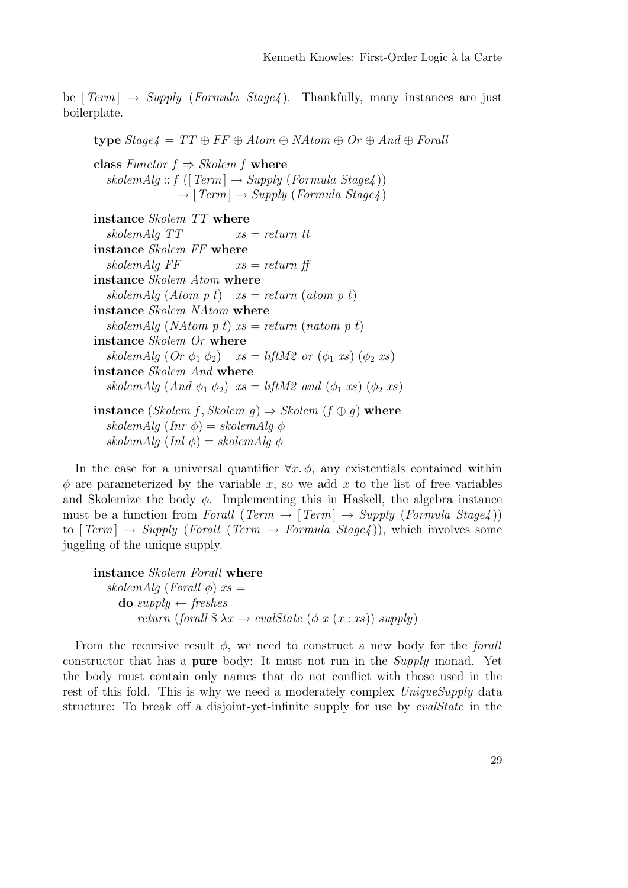be $[\mathit{Term}] \rightarrow \mathit{Supply}\ (\mathit{Formula}\ \mathit{Stage4})$. Thankfully, many instances are just boilerplate.

```
type Stage4 = TT ⊕ FF ⊕ Atom ⊕ NAtom ⊕ Or ⊕ And ⊕ Forall

class Functor f ⇒ Skolem f where
  skolemAlg :: f ([Term] → Supply (Formula Stage4))
              → [Term] → Supply (Formula Stage4)

instance Skolem TT where
  skolemAlg TT          xs = return tt
instance Skolem FF where
  skolemAlg FF          xs = return ff
instance Skolem Atom where
  skolemAlg (Atom p t̄)   xs = return (atom p t̄)
instance Skolem NAtom where
  skolemAlg (NAtom p t̄) xs = return (natom p t̄)
instance Skolem Or where
  skolemAlg (Or φ1 φ2)   xs = liftM2 or (φ1 xs) (φ2 xs)
instance Skolem And where
  skolemAlg (And φ1 φ2)  xs = liftM2 and (φ1 xs) (φ2 xs)

instance (Skolem f, Skolem g) ⇒ Skolem (f ⊕ g) where
  skolemAlg (Inr φ) = skolemAlg φ
  skolemAlg (Inl φ) = skolemAlg φ
```

In the case for a universal quantifier $\forall x.\, \phi$, any existentials contained within $\phi$ are parameterized by the variable $x$, so we add $x$ to the list of free variables and Skolemize the body $\phi$. Implementing this in Haskell, the algebra instance must be a function from $\mathit{Forall}\ (\mathit{Term} \rightarrow [\mathit{Term}] \rightarrow \mathit{Supply}\ (\mathit{Formula}\ \mathit{Stage4}))$ to $[\mathit{Term}] \rightarrow \mathit{Supply}\ (\mathit{Forall}\ (\mathit{Term} \rightarrow \mathit{Formula}\ \mathit{Stage4}))$, which involves some juggling of the unique supply.

```
instance Skolem Forall where
  skolemAlg (Forall φ) xs =
    do supply ← freshes
       return (forall $ λx → evalState (φ x (x : xs)) supply)
```

From the recursive result $\phi$, we need to construct a new body for the *forall* constructor that has a **pure** body: It must not run in the *Supply* monad. Yet the body must contain only names that do not conflict with those used in the rest of this fold. This is why we need a moderately complex *UniqueSupply* data structure: To break off a disjoint-yet-infinite supply for use by *evalState* in the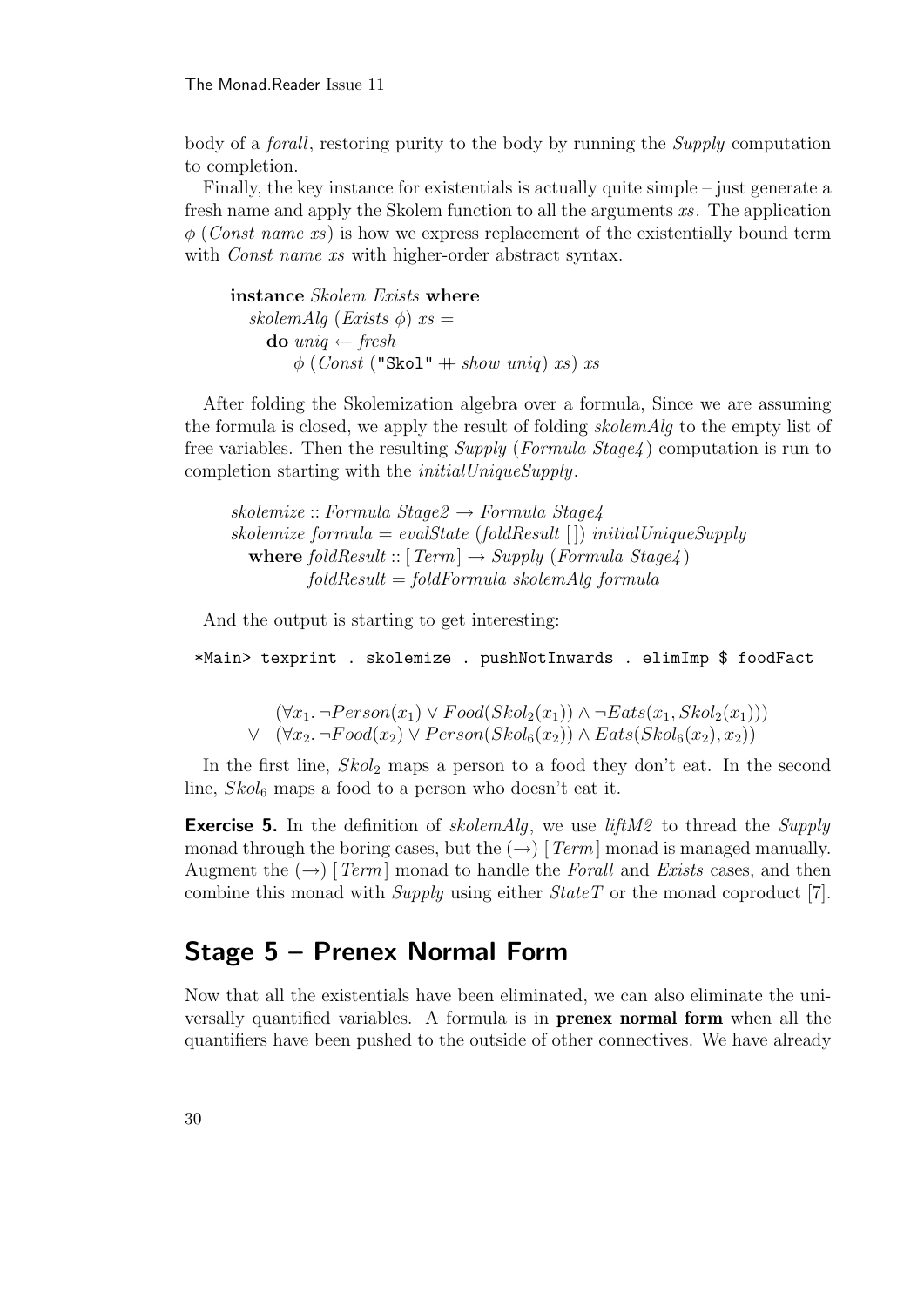body of a *forall*, restoring purity to the body by running the *Supply* computation to completion.

Finally, the key instance for existentials is actually quite simple – just generate a fresh name and apply the Skolem function to all the arguments *xs*. The application $\phi$ (*Const name xs*) is how we express replacement of the existentially bound term with *Const name xs* with higher-order abstract syntax.

```
instance Skolem Exists where
  skolemAlg (Exists φ) xs =
    do uniq ← fresh
       φ (Const ("Skol" ++ show uniq) xs) xs
```

After folding the Skolemization algebra over a formula, Since we are assuming the formula is closed, we apply the result of folding *skolemAlg* to the empty list of free variables. Then the resulting *Supply* (*Formula Stage4*) computation is run to completion starting with the *initialUniqueSupply*.

```
skolemize :: Formula Stage2 → Formula Stage4
skolemize formula = evalState (foldResult [ ]) initialUniqueSupply
  where foldResult :: [Term] → Supply (Formula Stage4)
        foldResult = foldFormula skolemAlg formula
```

And the output is starting to get interesting:

```
*Main> texprint . skolemize . pushNotInwards . elimImp $ foodFact
```

$$\begin{array}{ll} & (\forall x_1. \neg Person(x_1) \vee Food(Skol_2(x_1)) \wedge \neg Eats(x_1, Skol_2(x_1))) \\ \vee & (\forall x_2. \neg Food(x_2) \vee Person(Skol_6(x_2)) \wedge Eats(Skol_6(x_2), x_2)) \end{array}$$

In the first line, $Skol_2$ maps a person to a food they don't eat. In the second line, $Skol_6$ maps a food to a person who doesn't eat it.

**Exercise 5.** In the definition of *skolemAlg*, we use *liftM2* to thread the *Supply* monad through the boring cases, but the $(\rightarrow)$ [*Term*] monad is managed manually. Augment the $(\rightarrow)$ [*Term*] monad to handle the *Forall* and *Exists* cases, and then combine this monad with *Supply* using either *StateT* or the monad coproduct [7].

## Stage 5 – Prenex Normal Form

Now that all the existentials have been eliminated, we can also eliminate the universally quantified variables. A formula is in **prenex normal form** when all the quantifiers have been pushed to the outside of other connectives. We have already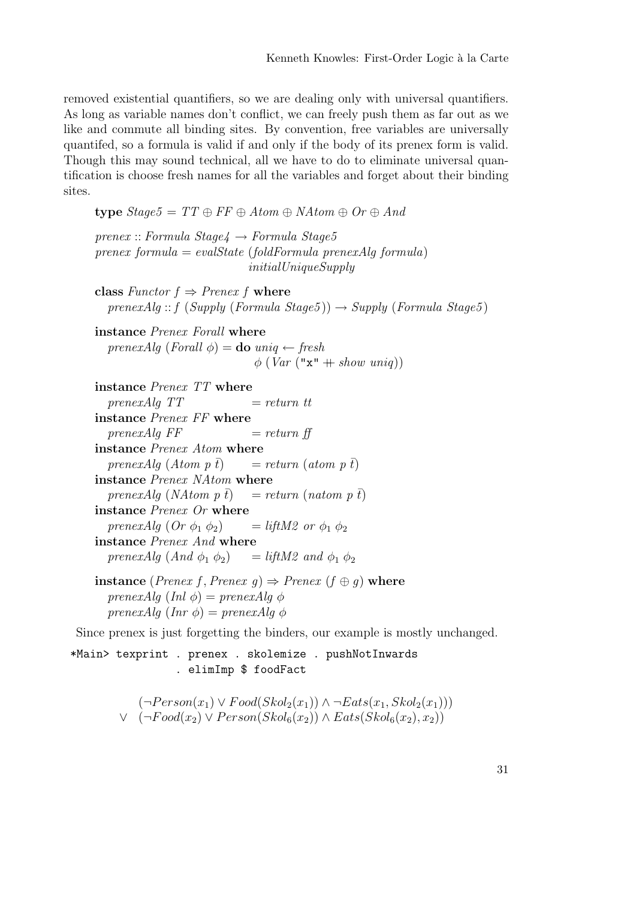removed existential quantifiers, so we are dealing only with universal quantifiers. As long as variable names don't conflict, we can freely push them as far out as we like and commute all binding sites. By convention, free variables are universally quantifed, so a formula is valid if and only if the body of its prenex form is valid. Though this may sound technical, all we have to do to eliminate universal quantification is choose fresh names for all the variables and forget about their binding sites.

```
type Stage5 = TT ⊕ FF ⊕ Atom ⊕ NAtom ⊕ Or ⊕ And

prenex :: Formula Stage4 → Formula Stage5
prenex formula = evalState (foldFormula prenexAlg formula)
                           initialUniqueSupply

class Functor f ⇒ Prenex f where
  prenexAlg :: f (Supply (Formula Stage5)) → Supply (Formula Stage5)

instance Prenex Forall where
  prenexAlg (Forall φ) = do uniq ← fresh
                            φ (Var ("x" ++ show uniq))

instance Prenex TT where
  prenexAlg TT           = return tt
instance Prenex FF where
  prenexAlg FF           = return ff
instance Prenex Atom where
  prenexAlg (Atom p t̄)   = return (atom p t̄)
instance Prenex NAtom where
  prenexAlg (NAtom p t̄)  = return (natom p t̄)
instance Prenex Or where
  prenexAlg (Or φ1 φ2)   = liftM2 or φ1 φ2
instance Prenex And where
  prenexAlg (And φ1 φ2)  = liftM2 and φ1 φ2

instance (Prenex f, Prenex g) ⇒ Prenex (f ⊕ g) where
  prenexAlg (Inl φ) = prenexAlg φ
  prenexAlg (Inr φ) = prenexAlg φ
```

Since prenex is just forgetting the binders, our example is mostly unchanged.

```
*Main> texprint . prenex . skolemize . pushNotInwards
              . elimImp $ foodFact
```

$$
\begin{aligned}
& (\neg Person(x_1) \vee Food(Skol_2(x_1)) \wedge \neg Eats(x_1, Skol_2(x_1))) \\
\vee \quad & (\neg Food(x_2) \vee Person(Skol_6(x_2)) \wedge Eats(Skol_6(x_2), x_2))
\end{aligned}
$$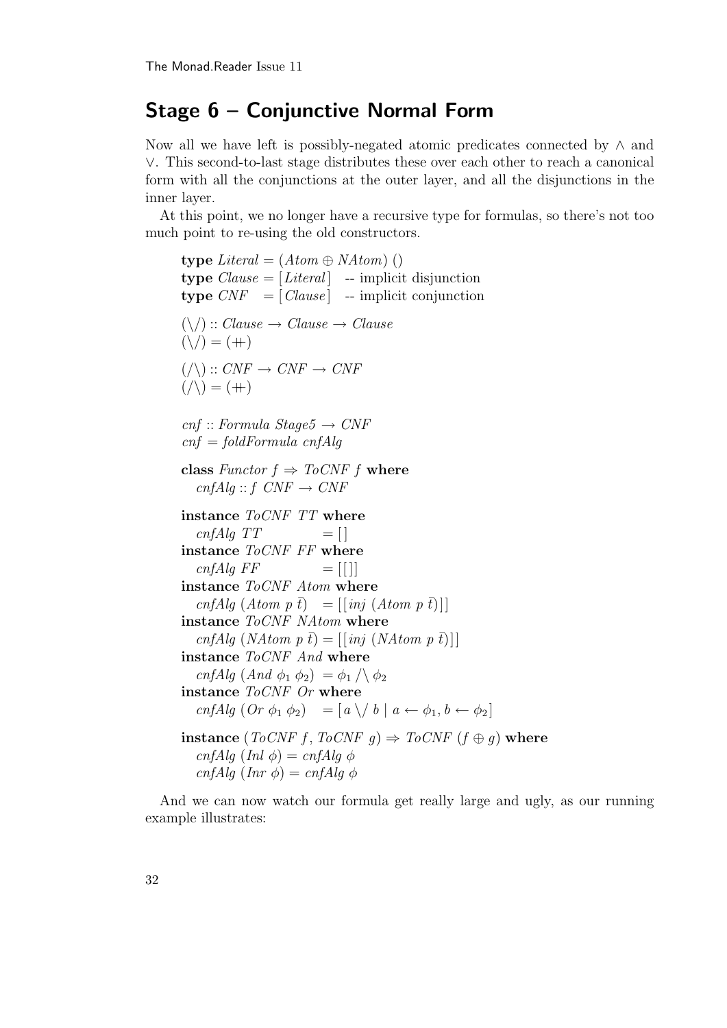## Stage 6 – Conjunctive Normal Form

Now all we have left is possibly-negated atomic predicates connected by $\wedge$ and $\vee$. This second-to-last stage distributes these over each other to reach a canonical form with all the conjunctions at the outer layer, and all the disjunctions in the inner layer.

At this point, we no longer have a recursive type for formulas, so there's not too much point to re-using the old constructors.

```
type Literal = (Atom ⊕ NAtom) ()
type Clause = [Literal]  -- implicit disjunction
type CNF    = [Clause]   -- implicit conjunction

(\/) :: Clause → Clause → Clause
(\/) = (++)

(/\) :: CNF → CNF → CNF
(/\) = (++)

cnf :: Formula Stage5 → CNF
cnf = foldFormula cnfAlg

class Functor f ⇒ ToCNF f where
  cnfAlg :: f CNF → CNF

instance ToCNF TT where
  cnfAlg TT           = []
instance ToCNF FF where
  cnfAlg FF           = [[]]
instance ToCNF Atom where
  cnfAlg (Atom p t̄)   = [[inj (Atom p t̄)]]
instance ToCNF NAtom where
  cnfAlg (NAtom p t̄) = [[inj (NAtom p t̄)]]
instance ToCNF And where
  cnfAlg (And φ1 φ2)  = φ1 /\ φ2
instance ToCNF Or where
  cnfAlg (Or φ1 φ2)   = [a \/ b | a ← φ1, b ← φ2]

instance (ToCNF f, ToCNF g) ⇒ ToCNF (f ⊕ g) where
  cnfAlg (Inl φ) = cnfAlg φ
  cnfAlg (Inr φ) = cnfAlg φ
```

And we can now watch our formula get really large and ugly, as our running example illustrates: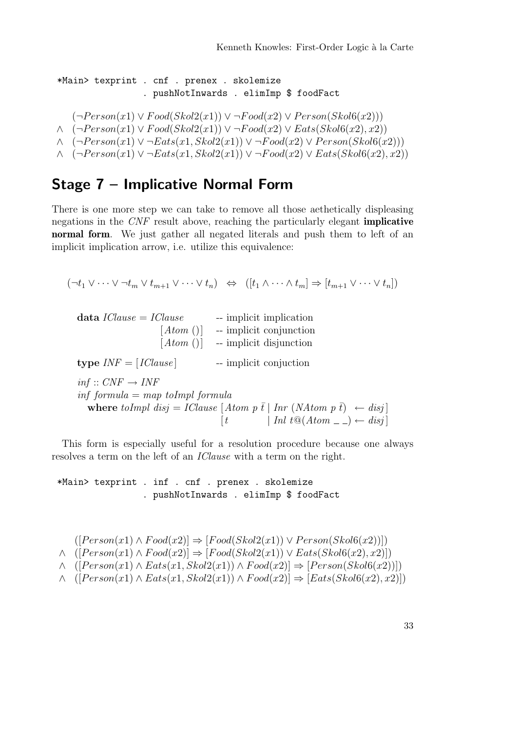```
*Main> texprint . cnf . prenex . skolemize
              . pushNotInwards . elimImp $ foodFact
```

$$
\begin{array}{ll}
 & (\neg Person(x1) \vee Food(Skol2(x1)) \vee \neg Food(x2) \vee Person(Skol6(x2))) \\
\wedge & (\neg Person(x1) \vee Food(Skol2(x1)) \vee \neg Food(x2) \vee Eats(Skol6(x2), x2)) \\
\wedge & (\neg Person(x1) \vee \neg Eats(x1, Skol2(x1)) \vee \neg Food(x2) \vee Person(Skol6(x2))) \\
\wedge & (\neg Person(x1) \vee \neg Eats(x1, Skol2(x1)) \vee \neg Food(x2) \vee Eats(Skol6(x2), x2))
\end{array}
$$

## Stage 7 – Implicative Normal Form

There is one more step we can take to remove all those aethetically displeasing negations in the *CNF* result above, reaching the particularly elegant **implicative normal form**. We just gather all negated literals and push them to left of an implicit implication arrow, i.e. utilize this equivalence:

$$(\neg t_1 \vee \cdots \vee \neg t_m \vee t_{m+1} \vee \cdots \vee t_n) \quad \Leftrightarrow \quad ([t_1 \wedge \cdots \wedge t_m] \Rightarrow [t_{m+1} \vee \cdots \vee t_n])$$

```
data IClause = IClause         -- implicit implication
                 [Atom ()]     -- implicit conjunction
                 [Atom ()]     -- implicit disjunction

type INF = [IClause]           -- implicit conjuction

inf :: CNF → INF
inf formula = map toImpl formula
  where toImpl disj = IClause [Atom p t̄ | Inr (NAtom p t̄)  ← disj]
                              [t        | Inl t@(Atom _ _) ← disj]
```

This form is especially useful for a resolution procedure because one always resolves a term on the left of an *IClause* with a term on the right.

```
*Main> texprint . inf . cnf . prenex . skolemize
              . pushNotInwards . elimImp $ foodFact
```

$$
\begin{array}{ll}
 & ([Person(x1) \wedge Food(x2)] \Rightarrow [Food(Skol2(x1)) \vee Person(Skol6(x2))]) \\
\wedge & ([Person(x1) \wedge Food(x2)] \Rightarrow [Food(Skol2(x1)) \vee Eats(Skol6(x2), x2)]) \\
\wedge & ([Person(x1) \wedge Eats(x1, Skol2(x1)) \wedge Food(x2)] \Rightarrow [Person(Skol6(x2))]) \\
\wedge & ([Person(x1) \wedge Eats(x1, Skol2(x1)) \wedge Food(x2)] \Rightarrow [Eats(Skol6(x2), x2)])
\end{array}
$$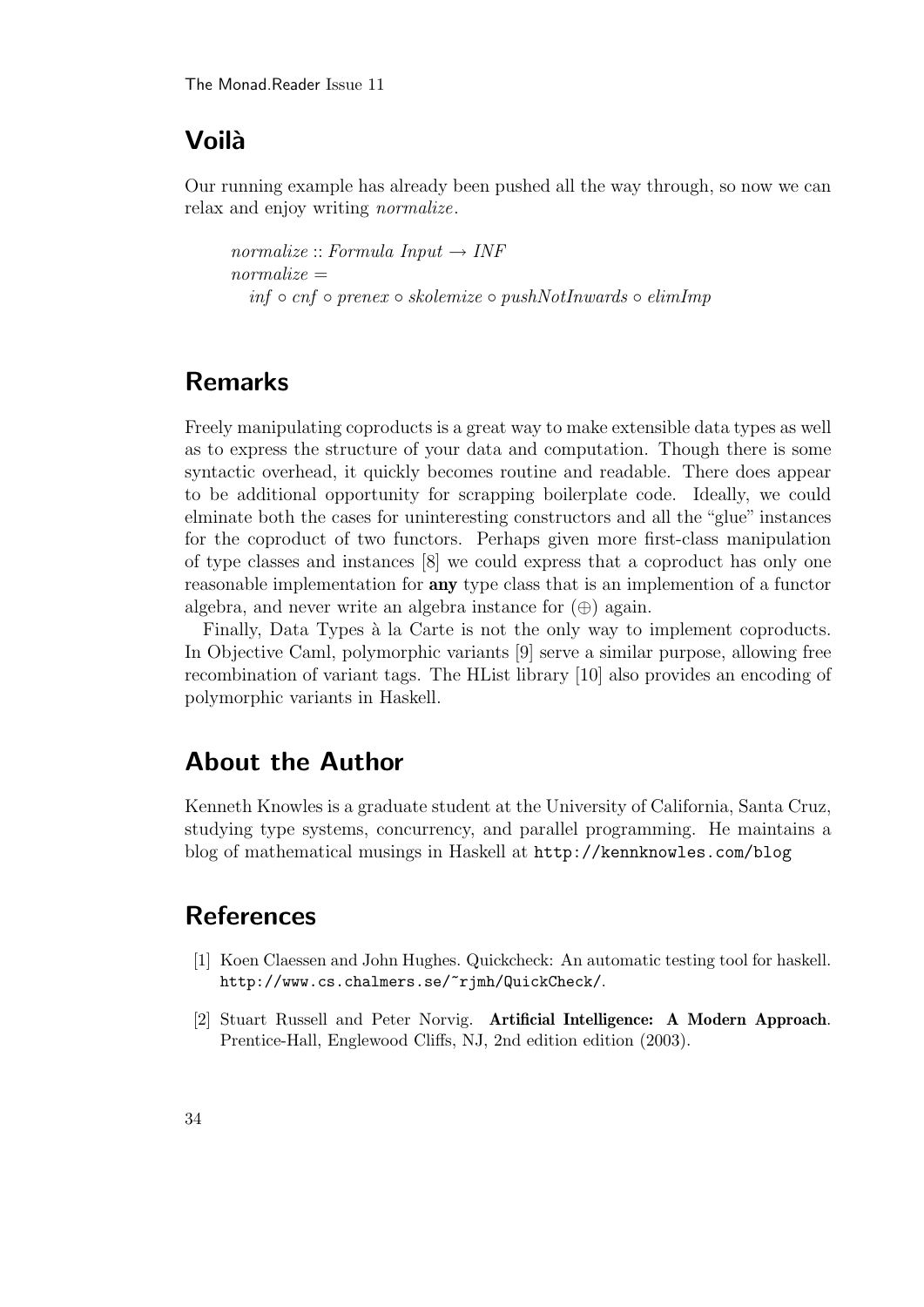## Voilà

Our running example has already been pushed all the way through, so now we can relax and enjoy writing *normalize*.

$$
\begin{array}{l}
\mathit{normalize} :: \mathit{Formula}\ \mathit{Input} \rightarrow \mathit{INF} \\
\mathit{normalize} = \\
\quad \mathit{inf} \circ \mathit{cnf} \circ \mathit{prenex} \circ \mathit{skolemize} \circ \mathit{pushNotInwards} \circ \mathit{elimImp}
\end{array}
$$

## Remarks

Freely manipulating coproducts is a great way to make extensible data types as well as to express the structure of your data and computation. Though there is some syntactic overhead, it quickly becomes routine and readable. There does appear to be additional opportunity for scrapping boilerplate code. Ideally, we could elminate both the cases for uninteresting constructors and all the "glue" instances for the coproduct of two functors. Perhaps given more first-class manipulation of type classes and instances [8] we could express that a coproduct has only one reasonable implementation for **any** type class that is an implemention of a functor algebra, and never write an algebra instance for $(\oplus)$ again.

Finally, Data Types à la Carte is not the only way to implement coproducts. In Objective Caml, polymorphic variants [9] serve a similar purpose, allowing free recombination of variant tags. The HList library [10] also provides an encoding of polymorphic variants in Haskell.

## About the Author

Kenneth Knowles is a graduate student at the University of California, Santa Cruz, studying type systems, concurrency, and parallel programming. He maintains a blog of mathematical musings in Haskell at `http://kennknowles.com/blog`

## References

[1] Koen Claessen and John Hughes. Quickcheck: An automatic testing tool for haskell. `http://www.cs.chalmers.se/~rjmh/QuickCheck/`.

[2] Stuart Russell and Peter Norvig. **Artificial Intelligence: A Modern Approach**. Prentice-Hall, Englewood Cliffs, NJ, 2nd edition edition (2003).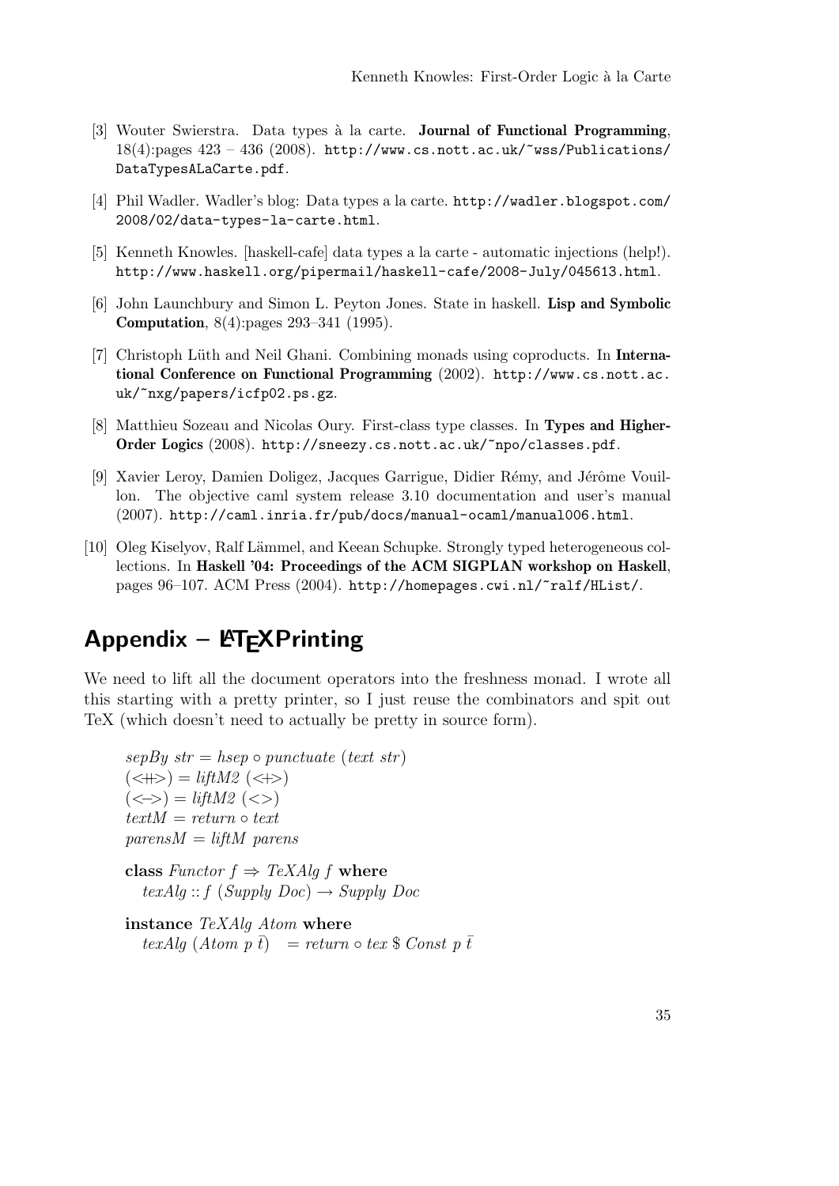[3] Wouter Swierstra. Data types à la carte. **Journal of Functional Programming**, 18(4):pages 423 – 436 (2008). `http://www.cs.nott.ac.uk/~wss/Publications/DataTypesALaCarte.pdf`.

[4] Phil Wadler. Wadler's blog: Data types a la carte. `http://wadler.blogspot.com/2008/02/data-types-la-carte.html`.

[5] Kenneth Knowles. [haskell-cafe] data types a la carte - automatic injections (help!). `http://www.haskell.org/pipermail/haskell-cafe/2008-July/045613.html`.

[6] John Launchbury and Simon L. Peyton Jones. State in haskell. **Lisp and Symbolic Computation**, 8(4):pages 293–341 (1995).

[7] Christoph Lüth and Neil Ghani. Combining monads using coproducts. In **International Conference on Functional Programming** (2002). `http://www.cs.nott.ac.uk/~nxg/papers/icfp02.ps.gz`.

[8] Matthieu Sozeau and Nicolas Oury. First-class type classes. In **Types and Higher-Order Logics** (2008). `http://sneezy.cs.nott.ac.uk/~npo/classes.pdf`.

[9] Xavier Leroy, Damien Doligez, Jacques Garrigue, Didier Rémy, and Jérôme Vouillon. The objective caml system release 3.10 documentation and user's manual (2007). `http://caml.inria.fr/pub/docs/manual-ocaml/manual006.html`.

[10] Oleg Kiselyov, Ralf Lämmel, and Keean Schupke. Strongly typed heterogeneous collections. In **Haskell '04: Proceedings of the ACM SIGPLAN workshop on Haskell**, pages 96–107. ACM Press (2004). `http://homepages.cwi.nl/~ralf/HList/`.

## Appendix – LaTeX Printing

We need to lift all the document operators into the freshness monad. I wrote all this starting with a pretty printer, so I just reuse the combinators and spit out TeX (which doesn't need to actually be pretty in source form).

```
sepBy str = hsep ∘ punctuate (text str)
(<++>) = liftM2 (<+>)
(<->) = liftM2 (<>)
textM = return ∘ text
parensM = liftM parens

class Functor f ⇒ TeXAlg f where
  texAlg :: f (Supply Doc) → Supply Doc

instance TeXAlg Atom where
  texAlg (Atom p t̄)   = return ∘ tex $ Const p t̄
```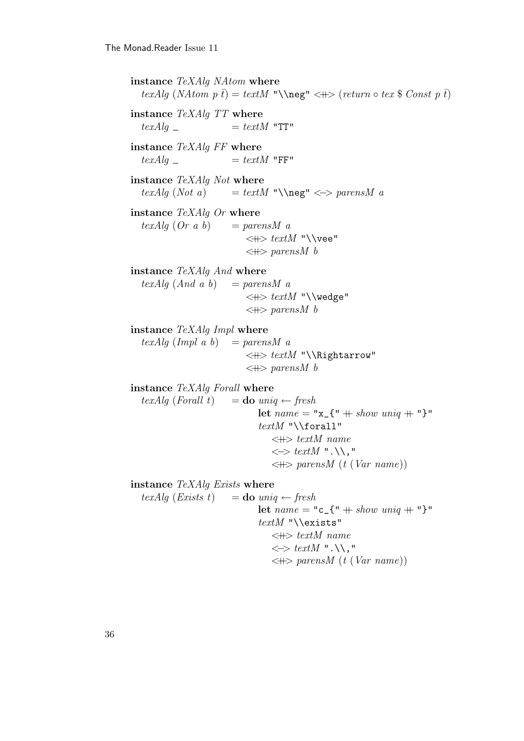```haskell
instance TeXAlg NAtom where
  texAlg (NAtom p t̄) = textM "\\neg" <+> (return ∘ tex $ Const p t̄)

instance TeXAlg TT where
  texAlg _            = textM "TT"

instance TeXAlg FF where
  texAlg _            = textM "FF"

instance TeXAlg Not where
  texAlg (Not a)      = textM "\\neg" <-> parensM a

instance TeXAlg Or where
  texAlg (Or a b)     = parensM a
                        <+> textM "\\vee"
                        <+> parensM b

instance TeXAlg And where
  texAlg (And a b)    = parensM a
                        <+> textM "\\wedge"
                        <+> parensM b

instance TeXAlg Impl where
  texAlg (Impl a b)   = parensM a
                        <+> textM "\\Rightarrow"
                        <+> parensM b

instance TeXAlg Forall where
  texAlg (Forall t)   = do uniq ← fresh
                           let name = "x_{" ++ show uniq ++ "}"
                           textM "\\forall"
                             <+> textM name
                             <-> textM ".\\,"
                             <+> parensM (t (Var name))

instance TeXAlg Exists where
  texAlg (Exists t)   = do uniq ← fresh
                           let name = "c_{" ++ show uniq ++ "}"
                           textM "\\exists"
                             <+> textM name
                             <-> textM ".\\,"
                             <+> parensM (t (Var name))
```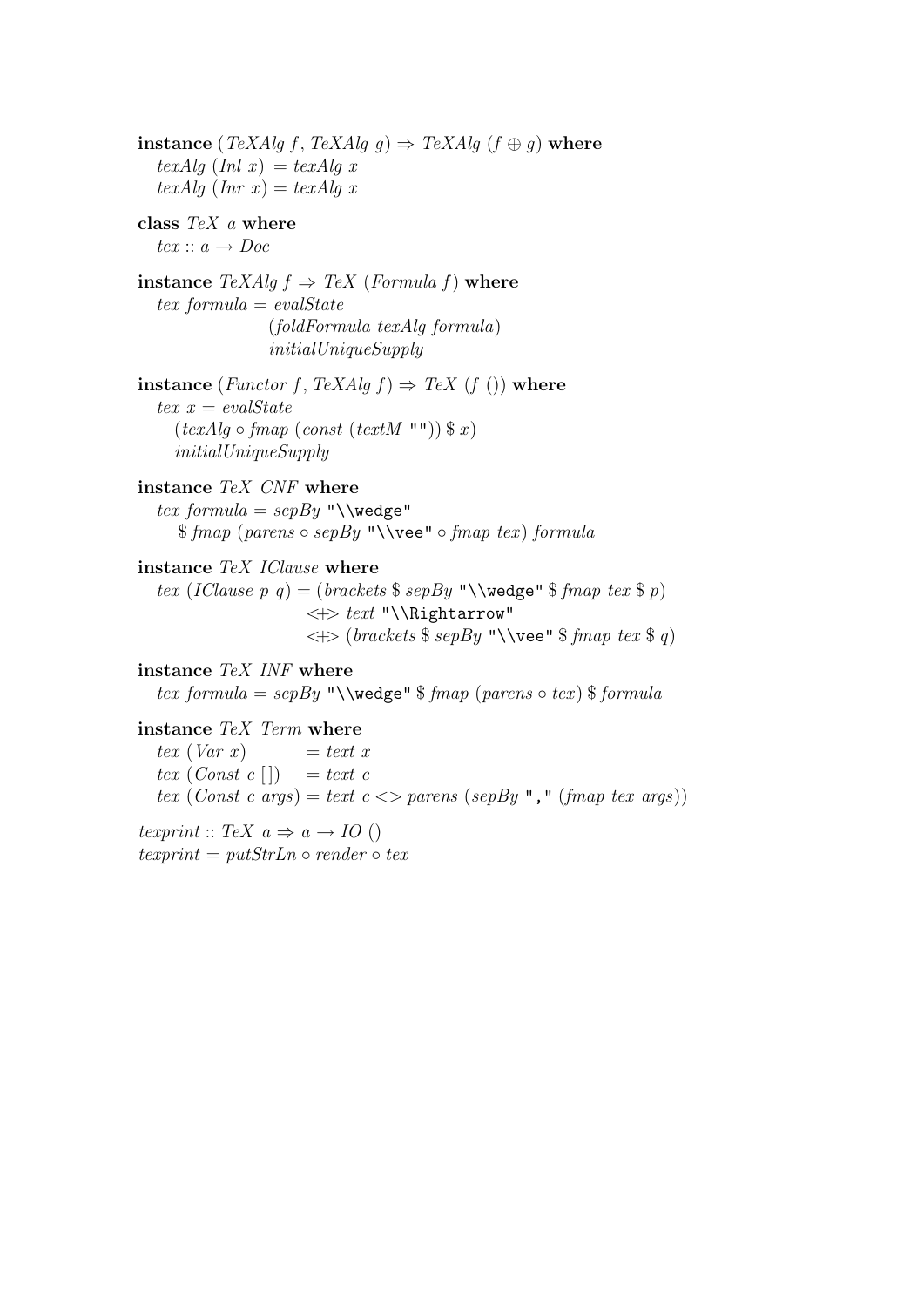```haskell
instance (TeXAlg f, TeXAlg g) => TeXAlg (f ⊕ g) where
  texAlg (Inl x) = texAlg x
  texAlg (Inr x) = texAlg x

class TeX a where
  tex :: a -> Doc

instance TeXAlg f => TeX (Formula f) where
  tex formula = evalState
                  (foldFormula texAlg formula)
                  initialUniqueSupply

instance (Functor f, TeXAlg f) => TeX (f ()) where
  tex x = evalState
    (texAlg ∘ fmap (const (textM "")) $ x)
    initialUniqueSupply

instance TeX CNF where
  tex formula = sepBy "\\wedge"
    $ fmap (parens ∘ sepBy "\\vee" ∘ fmap tex) formula

instance TeX IClause where
  tex (IClause p q) = (brackets $ sepBy "\\wedge" $ fmap tex $ p)
                      <+> text "\\Rightarrow"
                      <+> (brackets $ sepBy "\\vee" $ fmap tex $ q)

instance TeX INF where
  tex formula = sepBy "\\wedge" $ fmap (parens ∘ tex) $ formula

instance TeX Term where
  tex (Var x)         = text x
  tex (Const c [])    = text c
  tex (Const c args) = text c <> parens (sepBy "," (fmap tex args))

texprint :: TeX a => a -> IO ()
texprint = putStrLn ∘ render ∘ tex
```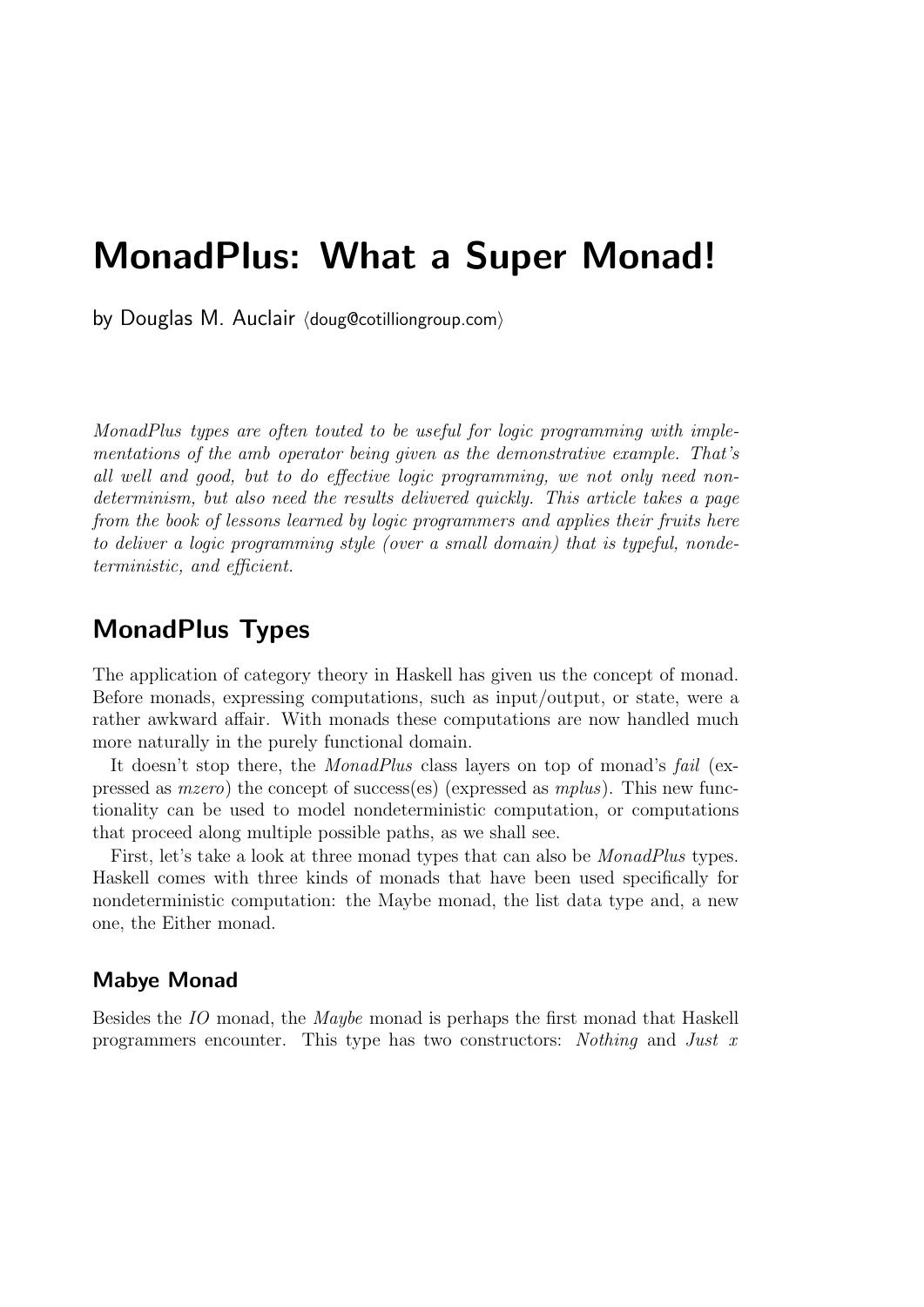# MonadPlus: What a Super Monad!

by Douglas M. Auclair ⟨doug@cotilliongroup.com⟩

*MonadPlus types are often touted to be useful for logic programming with implementations of the amb operator being given as the demonstrative example. That's all well and good, but to do effective logic programming, we not only need nondeterminism, but also need the results delivered quickly. This article takes a page from the book of lessons learned by logic programmers and applies their fruits here to deliver a logic programming style (over a small domain) that is typeful, nondeterministic, and efficient.*

## MonadPlus Types

The application of category theory in Haskell has given us the concept of monad. Before monads, expressing computations, such as input/output, or state, were a rather awkward affair. With monads these computations are now handled much more naturally in the purely functional domain.

It doesn't stop there, the *MonadPlus* class layers on top of monad's *fail* (expressed as *mzero*) the concept of success(es) (expressed as *mplus*). This new functionality can be used to model nondeterministic computation, or computations that proceed along multiple possible paths, as we shall see.

First, let's take a look at three monad types that can also be *MonadPlus* types. Haskell comes with three kinds of monads that have been used specifically for nondeterministic computation: the Maybe monad, the list data type and, a new one, the Either monad.

### Mabye Monad

Besides the *IO* monad, the *Maybe* monad is perhaps the first monad that Haskell programmers encounter. This type has two constructors: *Nothing* and *Just x*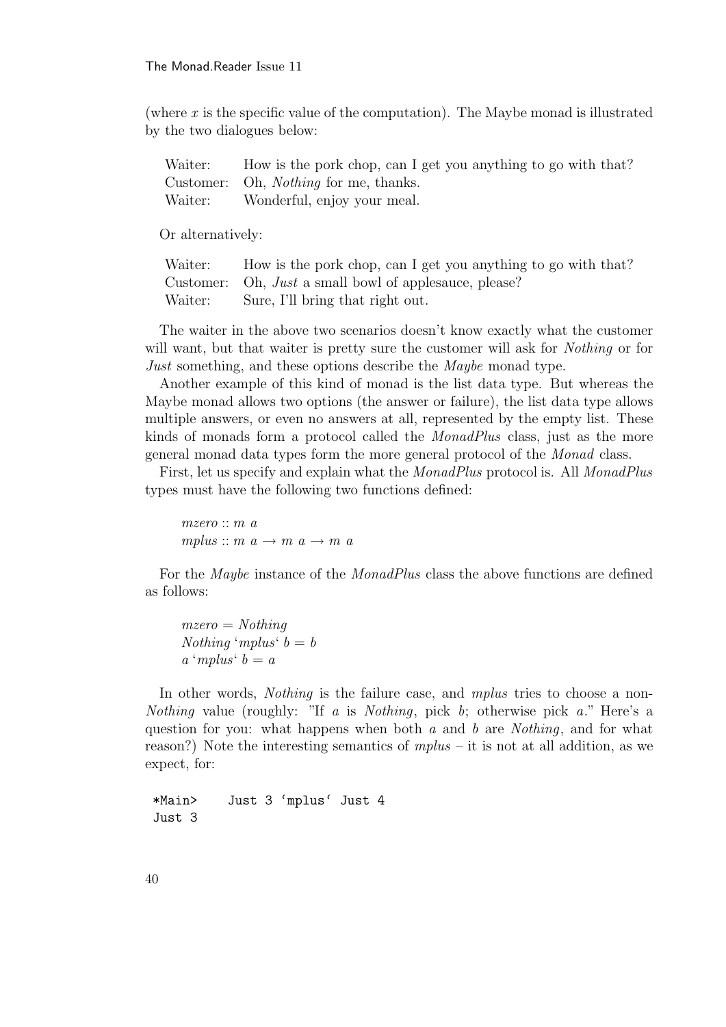(where $x$ is the specific value of the computation). The Maybe monad is illustrated by the two dialogues below:

| | |
|---|---|
| Waiter: | How is the pork chop, can I get you anything to go with that? |
| Customer: | Oh, *Nothing* for me, thanks. |
| Waiter: | Wonderful, enjoy your meal. |

Or alternatively:

| | |
|---|---|
| Waiter: | How is the pork chop, can I get you anything to go with that? |
| Customer: | Oh, *Just* a small bowl of applesauce, please? |
| Waiter: | Sure, I'll bring that right out. |

The waiter in the above two scenarios doesn't know exactly what the customer will want, but that waiter is pretty sure the customer will ask for *Nothing* or for *Just* something, and these options describe the *Maybe* monad type.

Another example of this kind of monad is the list data type. But whereas the Maybe monad allows two options (the answer or failure), the list data type allows multiple answers, or even no answers at all, represented by the empty list. These kinds of monads form a protocol called the *MonadPlus* class, just as the more general monad data types form the more general protocol of the *Monad* class.

First, let us specify and explain what the *MonadPlus* protocol is. All *MonadPlus* types must have the following two functions defined:

$$\mathit{mzero} :: m\ a$$
$$\mathit{mplus} :: m\ a \rightarrow m\ a \rightarrow m\ a$$

For the *Maybe* instance of the *MonadPlus* class the above functions are defined as follows:

$$\mathit{mzero} = \mathit{Nothing}$$
$$\mathit{Nothing}\ \text{`}\mathit{mplus}\text{`}\ b = b$$
$$a\ \text{`}\mathit{mplus}\text{`}\ b = a$$

In other words, *Nothing* is the failure case, and *mplus* tries to choose a non-*Nothing* value (roughly: "If $a$ is *Nothing*, pick $b$; otherwise pick $a$." Here's a question for you: what happens when both $a$ and $b$ are *Nothing*, and for what reason?) Note the interesting semantics of *mplus* – it is not at all addition, as we expect, for:

```
*Main>    Just 3 `mplus` Just 4
Just 3
```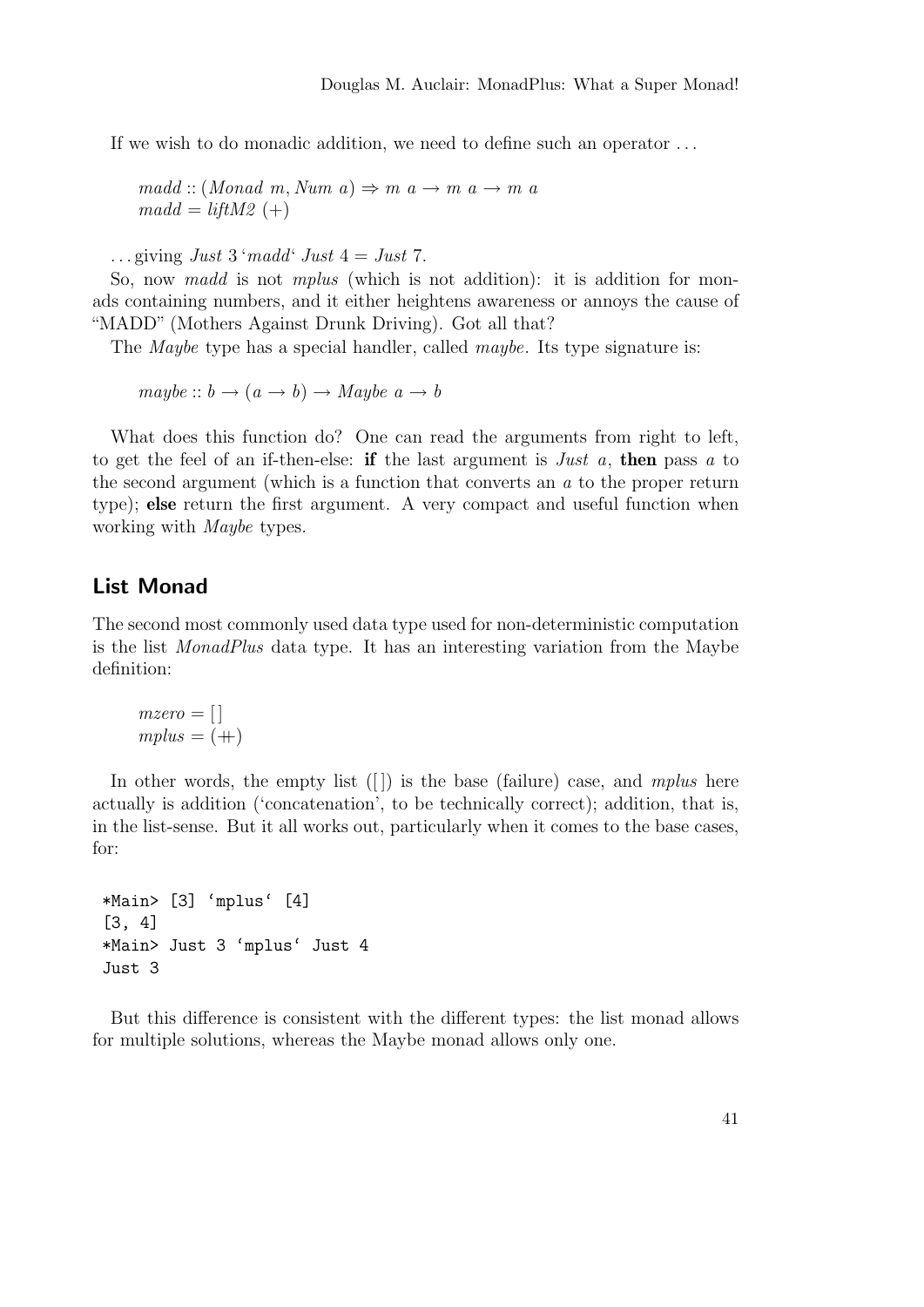If we wish to do monadic addition, we need to define such an operator . . .

$$madd :: (Monad\ m, Num\ a) \Rightarrow m\ a \rightarrow m\ a \rightarrow m\ a$$
$$madd = liftM2\ (+)$$

. . . giving $Just\ 3$ ‘$madd$‘ $Just\ 4 = Just\ 7$.

So, now *madd* is not *mplus* (which is not addition): it is addition for monads containing numbers, and it either heightens awareness or annoys the cause of “MADD” (Mothers Against Drunk Driving). Got all that?

The *Maybe* type has a special handler, called *maybe*. Its type signature is:

$$maybe :: b \rightarrow (a \rightarrow b) \rightarrow Maybe\ a \rightarrow b$$

What does this function do? One can read the arguments from right to left, to get the feel of an if-then-else: **if** the last argument is $Just\ a$, **then** pass $a$ to the second argument (which is a function that converts an $a$ to the proper return type); **else** return the first argument. A very compact and useful function when working with *Maybe* types.

## List Monad

The second most commonly used data type used for non-deterministic computation is the list *MonadPlus* data type. It has an interesting variation from the Maybe definition:

$$mzero = [\,]$$
$$mplus = (+\!\!+)$$

In other words, the empty list ([ ]) is the base (failure) case, and *mplus* here actually is addition (‘concatenation’, to be technically correct); addition, that is, in the list-sense. But it all works out, particularly when it comes to the base cases, for:

```
*Main> [3] ‘mplus‘ [4]
[3, 4]
*Main> Just 3 ‘mplus‘ Just 4
Just 3
```

But this difference is consistent with the different types: the list monad allows for multiple solutions, whereas the Maybe monad allows only one.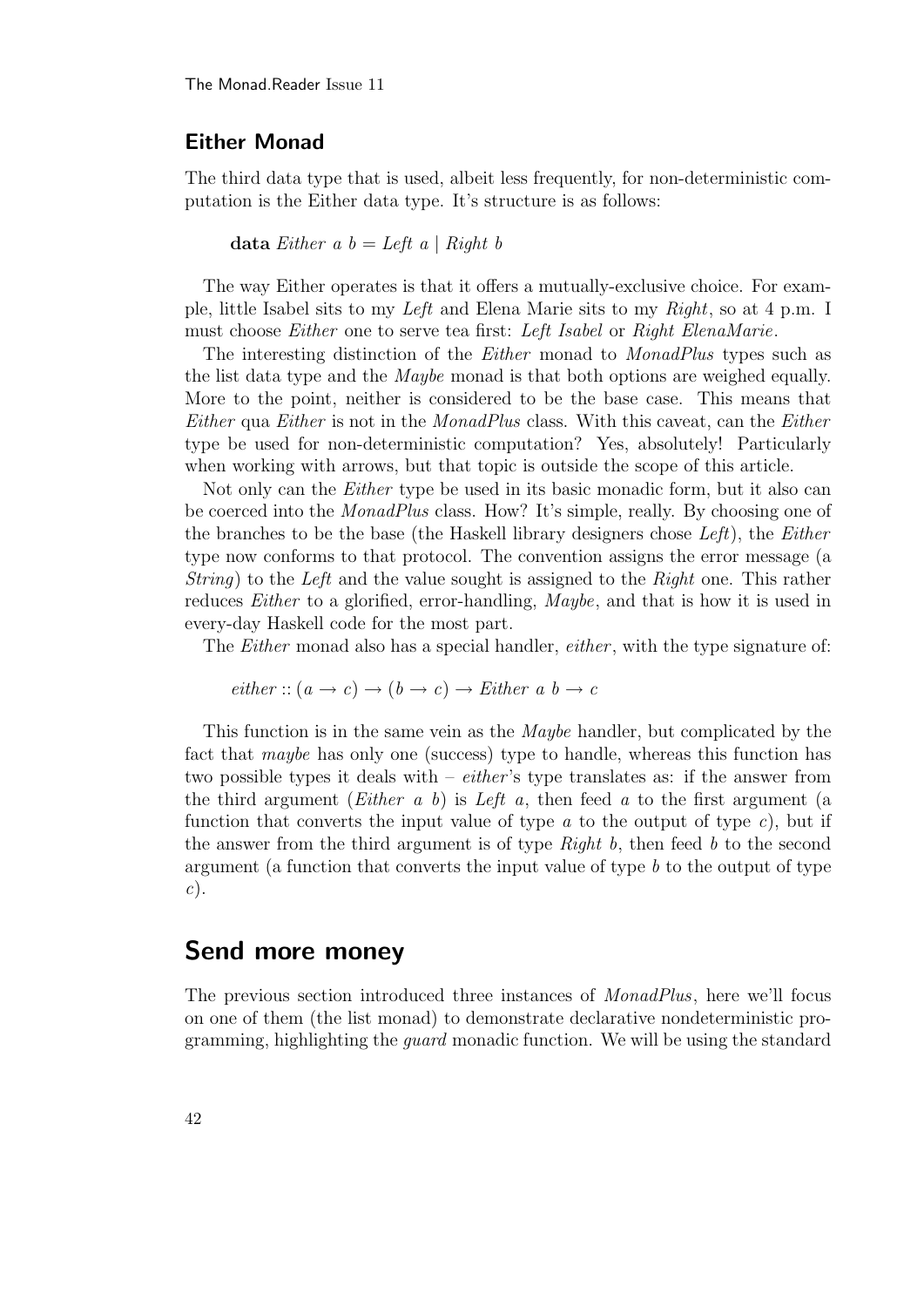### Either Monad

The third data type that is used, albeit less frequently, for non-deterministic computation is the Either data type. It's structure is as follows:

```
data Either a b = Left a | Right b
```

The way Either operates is that it offers a mutually-exclusive choice. For example, little Isabel sits to my *Left* and Elena Marie sits to my *Right*, so at 4 p.m. I must choose *Either* one to serve tea first: *Left Isabel* or *Right ElenaMarie*.

The interesting distinction of the *Either* monad to *MonadPlus* types such as the list data type and the *Maybe* monad is that both options are weighed equally. More to the point, neither is considered to be the base case. This means that *Either* qua *Either* is not in the *MonadPlus* class. With this caveat, can the *Either* type be used for non-deterministic computation? Yes, absolutely! Particularly when working with arrows, but that topic is outside the scope of this article.

Not only can the *Either* type be used in its basic monadic form, but it also can be coerced into the *MonadPlus* class. How? It's simple, really. By choosing one of the branches to be the base (the Haskell library designers chose *Left*), the *Either* type now conforms to that protocol. The convention assigns the error message (a *String*) to the *Left* and the value sought is assigned to the *Right* one. This rather reduces *Either* to a glorified, error-handling, *Maybe*, and that is how it is used in every-day Haskell code for the most part.

The *Either* monad also has a special handler, *either*, with the type signature of:

$$either :: (a \to c) \to (b \to c) \to Either\ a\ b \to c$$

This function is in the same vein as the *Maybe* handler, but complicated by the fact that *maybe* has only one (success) type to handle, whereas this function has two possible types it deals with – *either*'s type translates as: if the answer from the third argument (*Either a b*) is *Left a*, then feed $a$ to the first argument (a function that converts the input value of type $a$ to the output of type $c$), but if the answer from the third argument is of type *Right b*, then feed $b$ to the second argument (a function that converts the input value of type $b$ to the output of type $c$).

## Send more money

The previous section introduced three instances of *MonadPlus*, here we'll focus on one of them (the list monad) to demonstrate declarative nondeterministic programming, highlighting the *guard* monadic function. We will be using the standard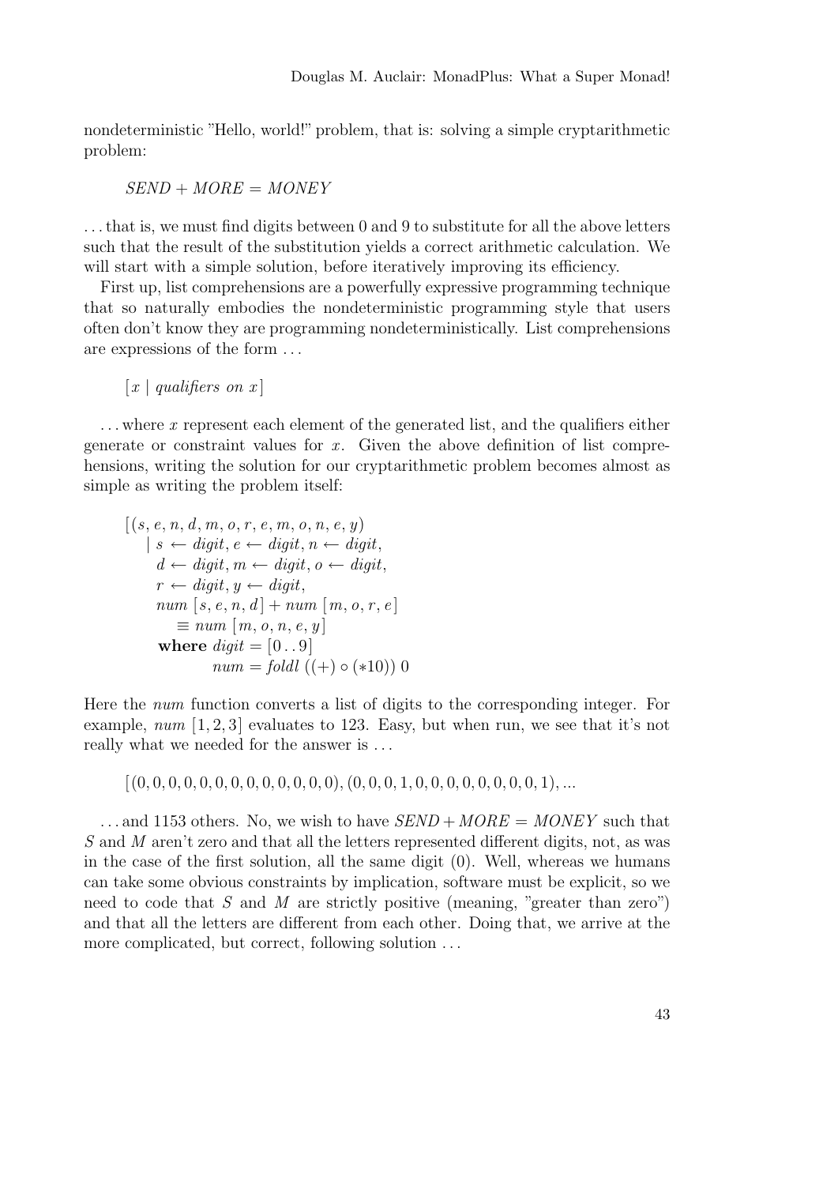nondeterministic "Hello, world!" problem, that is: solving a simple cryptarithmetic problem:

$$SEND + MORE = MONEY$$

...that is, we must find digits between 0 and 9 to substitute for all the above letters such that the result of the substitution yields a correct arithmetic calculation. We will start with a simple solution, before iteratively improving its efficiency.

First up, list comprehensions are a powerfully expressive programming technique that so naturally embodies the nondeterministic programming style that users often don't know they are programming nondeterministically. List comprehensions are expressions of the form ...

$$[x \mid \textit{qualifiers on } x]$$

...where $x$ represent each element of the generated list, and the qualifiers either generate or constraint values for $x$. Given the above definition of list comprehensions, writing the solution for our cryptarithmetic problem becomes almost as simple as writing the problem itself:

```
[(s, e, n, d, m, o, r, e, m, o, n, e, y)
   | s ← digit, e ← digit, n ← digit,
     d ← digit, m ← digit, o ← digit,
     r ← digit, y ← digit,
     num [s, e, n, d] + num [m, o, r, e]
        ≡ num [m, o, n, e, y]
     where digit = [0 .. 9]
           num = foldl ((+) ∘ (*10)) 0
```

Here the *num* function converts a list of digits to the corresponding integer. For example, *num* $[1, 2, 3]$ evaluates to 123. Easy, but when run, we see that it's not really what we needed for the answer is ...

$$[(0, 0, 0, 0, 0, 0, 0, 0, 0, 0, 0, 0, 0), (0, 0, 0, 1, 0, 0, 0, 0, 0, 0, 0, 0, 1), ...$$

...and 1153 others. No, we wish to have $SEND + MORE = MONEY$ such that $S$ and $M$ aren't zero and that all the letters represented different digits, not, as was in the case of the first solution, all the same digit (0). Well, whereas we humans can take some obvious constraints by implication, software must be explicit, so we need to code that $S$ and $M$ are strictly positive (meaning, "greater than zero") and that all the letters are different from each other. Doing that, we arrive at the more complicated, but correct, following solution ...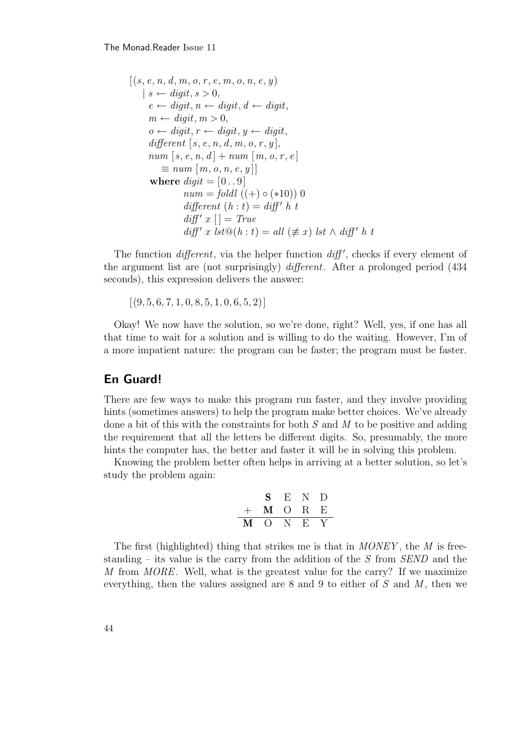$$
\begin{aligned}
&[(s, e, n, d, m, o, r, e, m, o, n, e, y) \\
&\quad \mid s \leftarrow digit, s > 0, \\
&\quad\ \ e \leftarrow digit, n \leftarrow digit, d \leftarrow digit, \\
&\quad\ \ m \leftarrow digit, m > 0, \\
&\quad\ \ o \leftarrow digit, r \leftarrow digit, y \leftarrow digit, \\
&\quad\ \ \mathit{different}\ [s, e, n, d, m, o, r, y], \\
&\quad\ \ num\ [s, e, n, d] + num\ [m, o, r, e] \\
&\quad\quad \equiv num\ [m, o, n, e, y]] \\
&\quad\ \ \textbf{where}\ digit = [0\,..\,9] \\
&\quad\quad\quad num = foldl\ ((+) \circ (*10))\ 0 \\
&\quad\quad\quad \mathit{different}\ (h : t) = \mathit{diff}'\ h\ t \\
&\quad\quad\quad \mathit{diff}'\ x\ [\,] = True \\
&\quad\quad\quad \mathit{diff}'\ x\ lst@(h : t) = all\ (\not\equiv x)\ lst \wedge \mathit{diff}'\ h\ t
\end{aligned}
$$

The function *different*, via the helper function *diff′*, checks if every element of the argument list are (not surprisingly) *different*. After a prolonged period (434 seconds), this expression delivers the answer:

$$[(9, 5, 6, 7, 1, 0, 8, 5, 1, 0, 6, 5, 2)]$$

Okay! We now have the solution, so we're done, right? Well, yes, if one has all that time to wait for a solution and is willing to do the waiting. However, I'm of a more impatient nature: the program can be faster; the program must be faster.

## En Guard!

There are few ways to make this program run faster, and they involve providing hints (sometimes answers) to help the program make better choices. We've already done a bit of this with the constraints for both $S$ and $M$ to be positive and adding the requirement that all the letters be different digits. So, presumably, the more hints the computer has, the better and faster it will be in solving this problem.

Knowing the problem better often helps in arriving at a better solution, so let's study the problem again:

```
      S E N D
  +   M O R E
  -----------
    M O N E Y
```

The first (highlighted) thing that strikes me is that in *MONEY*, the $M$ is free-standing – its value is the carry from the addition of the $S$ from *SEND* and the $M$ from *MORE*. Well, what is the greatest value for the carry? If we maximize everything, then the values assigned are 8 and 9 to either of $S$ and $M$, then we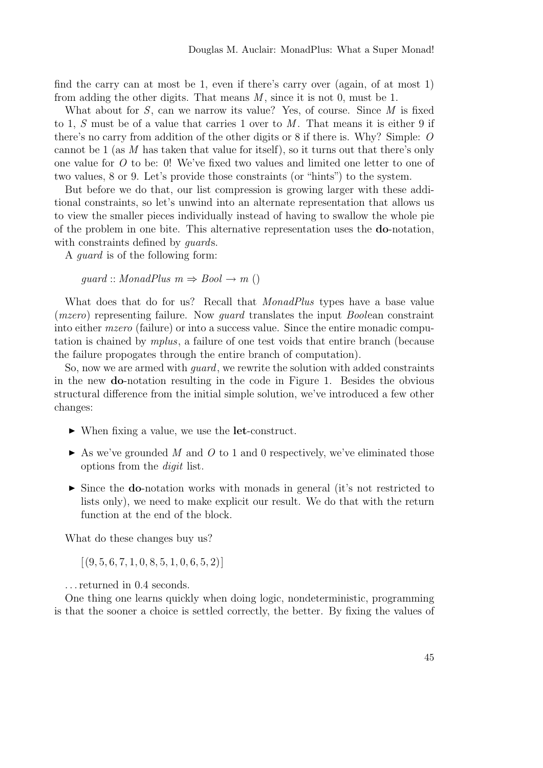find the carry can at most be 1, even if there's carry over (again, of at most 1) from adding the other digits. That means $M$, since it is not 0, must be 1.

What about for $S$, can we narrow its value? Yes, of course. Since $M$ is fixed to 1, $S$ must be of a value that carries 1 over to $M$. That means it is either 9 if there's no carry from addition of the other digits or 8 if there is. Why? Simple: $O$ cannot be 1 (as $M$ has taken that value for itself), so it turns out that there's only one value for $O$ to be: 0! We've fixed two values and limited one letter to one of two values, 8 or 9. Let's provide those constraints (or "hints") to the system.

But before we do that, our list compression is growing larger with these additional constraints, so let's unwind into an alternate representation that allows us to view the smaller pieces individually instead of having to swallow the whole pie of the problem in one bite. This alternative representation uses the **do**-notation, with constraints defined by *guard*s.

A *guard* is of the following form:

$$guard :: MonadPlus\ m \Rightarrow Bool \rightarrow m\ ()$$

What does that do for us? Recall that *MonadPlus* types have a base value (*mzero*) representing failure. Now *guard* translates the input *Bool*ean constraint into either *mzero* (failure) or into a success value. Since the entire monadic computation is chained by *mplus*, a failure of one test voids that entire branch (because the failure propogates through the entire branch of computation).

So, now we are armed with *guard*, we rewrite the solution with added constraints in the new **do**-notation resulting in the code in Figure 1. Besides the obvious structural difference from the initial simple solution, we've introduced a few other changes:

- When fixing a value, we use the **let**-construct.
- As we've grounded $M$ and $O$ to 1 and 0 respectively, we've eliminated those options from the *digit* list.
- Since the **do**-notation works with monads in general (it's not restricted to lists only), we need to make explicit our result. We do that with the return function at the end of the block.

What do these changes buy us?

$$[(9, 5, 6, 7, 1, 0, 8, 5, 1, 0, 6, 5, 2)]$$

. . . returned in 0.4 seconds.

One thing one learns quickly when doing logic, nondeterministic, programming is that the sooner a choice is settled correctly, the better. By fixing the values of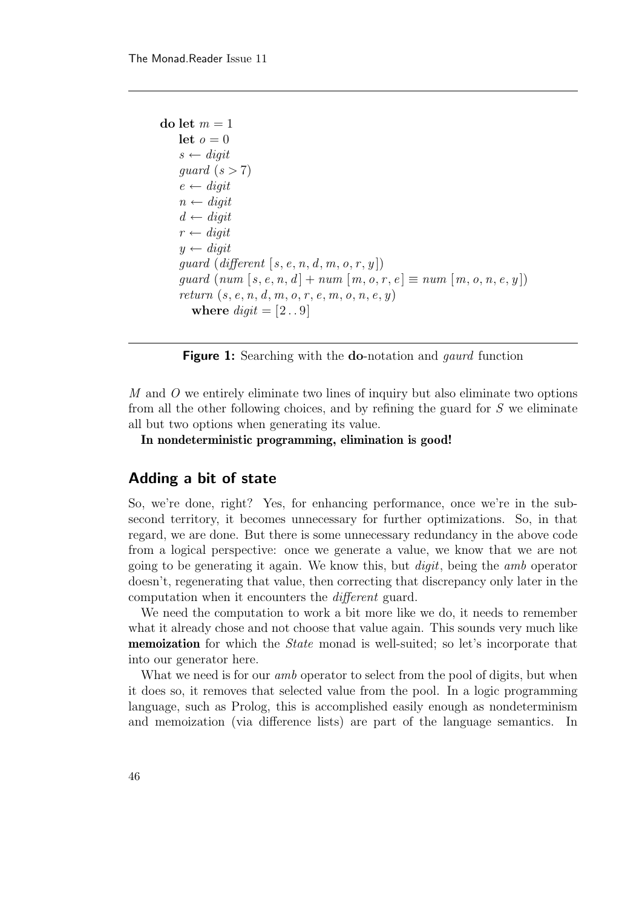```
do let m = 1
   let o = 0
   s ← digit
   guard (s > 7)
   e ← digit
   n ← digit
   d ← digit
   r ← digit
   y ← digit
   guard (different [s, e, n, d, m, o, r, y])
   guard (num [s, e, n, d] + num [m, o, r, e] ≡ num [m, o, n, e, y])
   return (s, e, n, d, m, o, r, e, m, o, n, e, y)
     where digit = [2 .. 9]
```

**Figure 1:** Searching with the **do**-notation and *gaurd* function

$M$ and $O$ we entirely eliminate two lines of inquiry but also eliminate two options from all the other following choices, and by refining the guard for $S$ we eliminate all but two options when generating its value.

**In nondeterministic programming, elimination is good!**

## Adding a bit of state

So, we're done, right? Yes, for enhancing performance, once we're in the sub-second territory, it becomes unnecessary for further optimizations. So, in that regard, we are done. But there is some unnecessary redundancy in the above code from a logical perspective: once we generate a value, we know that we are not going to be generating it again. We know this, but *digit*, being the *amb* operator doesn't, regenerating that value, then correcting that discrepancy only later in the computation when it encounters the *different* guard.

We need the computation to work a bit more like we do, it needs to remember what it already chose and not choose that value again. This sounds very much like **memoization** for which the *State* monad is well-suited; so let's incorporate that into our generator here.

What we need is for our *amb* operator to select from the pool of digits, but when it does so, it removes that selected value from the pool. In a logic programming language, such as Prolog, this is accomplished easily enough as nondeterminism and memoization (via difference lists) are part of the language semantics. In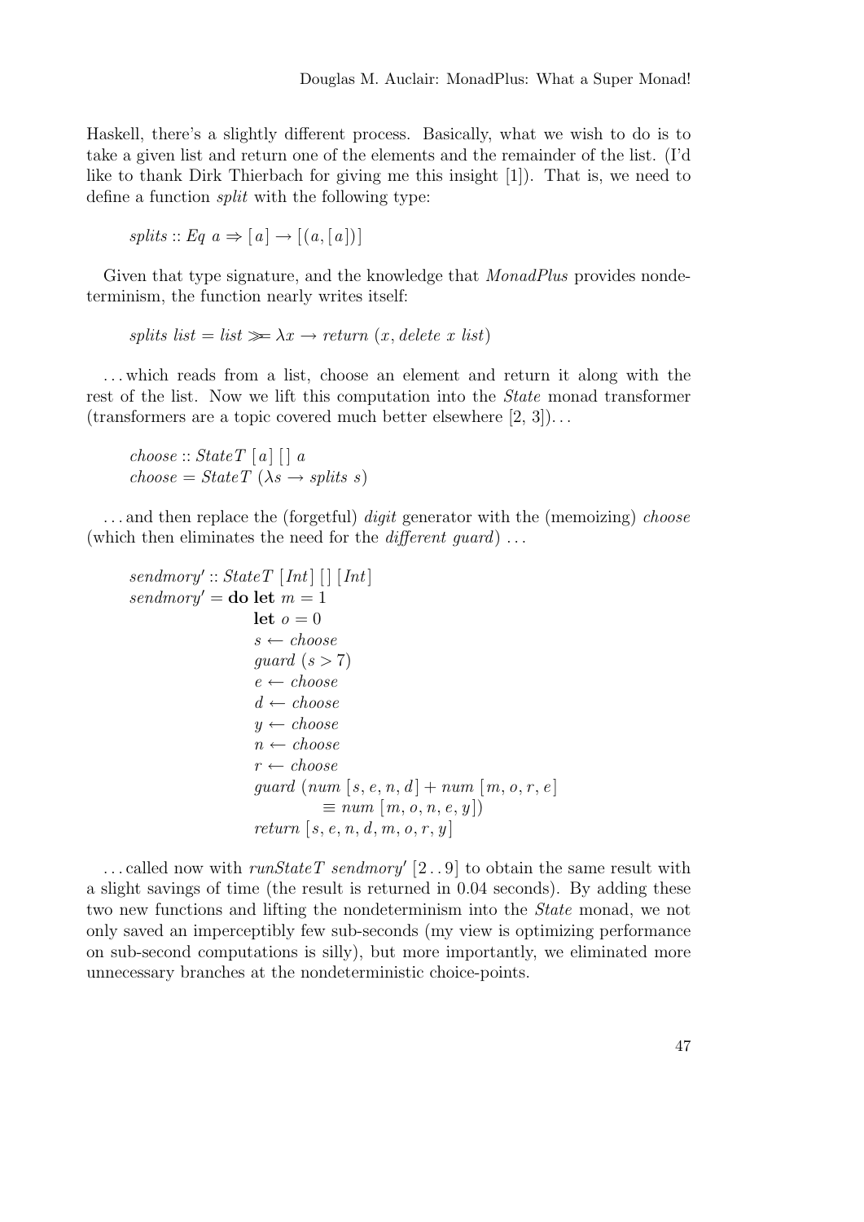Haskell, there's a slightly different process. Basically, what we wish to do is to take a given list and return one of the elements and the remainder of the list. (I'd like to thank Dirk Thierbach for giving me this insight [1]). That is, we need to define a function *split* with the following type:

```
splits :: Eq a => [a] -> [(a, [a])]
```

Given that type signature, and the knowledge that *MonadPlus* provides nondeterminism, the function nearly writes itself:

```
splits list = list >>= \x -> return (x, delete x list)
```

. . . which reads from a list, choose an element and return it along with the rest of the list. Now we lift this computation into the *State* monad transformer (transformers are a topic covered much better elsewhere [2, 3]). . .

```
choose :: StateT [a] [] a
choose = StateT (\s -> splits s)
```

. . . and then replace the (forgetful) *digit* generator with the (memoizing) *choose* (which then eliminates the need for the *different guard*) . . .

```
sendmory' :: StateT [Int] [] [Int]
sendmory' = do let m = 1
               let o = 0
               s <- choose
               guard (s > 7)
               e <- choose
               d <- choose
               y <- choose
               n <- choose
               r <- choose
               guard (num [s, e, n, d] + num [m, o, r, e]
                         == num [m, o, n, e, y])
               return [s, e, n, d, m, o, r, y]
```

. . . called now with *runStateT sendmory'* [2 . . 9] to obtain the same result with a slight savings of time (the result is returned in 0.04 seconds). By adding these two new functions and lifting the nondeterminism into the *State* monad, we not only saved an imperceptibly few sub-seconds (my view is optimizing performance on sub-second computations is silly), but more importantly, we eliminated more unnecessary branches at the nondeterministic choice-points.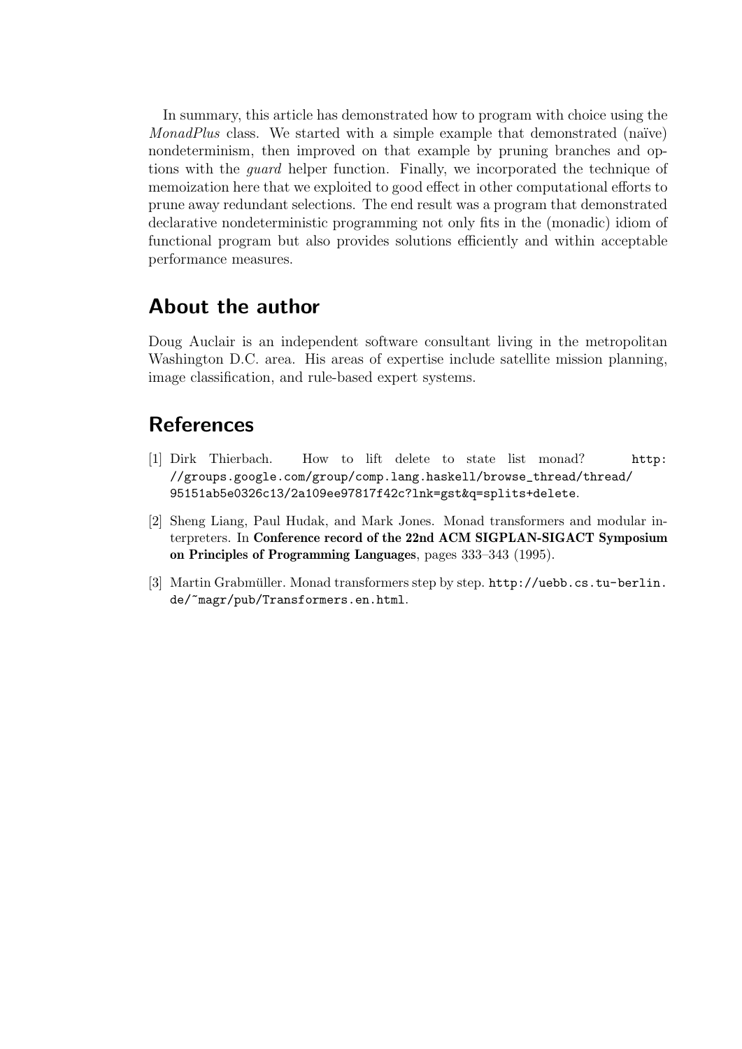In summary, this article has demonstrated how to program with choice using the *MonadPlus* class. We started with a simple example that demonstrated (naïve) nondeterminism, then improved on that example by pruning branches and options with the *guard* helper function. Finally, we incorporated the technique of memoization here that we exploited to good effect in other computational efforts to prune away redundant selections. The end result was a program that demonstrated declarative nondeterministic programming not only fits in the (monadic) idiom of functional program but also provides solutions efficiently and within acceptable performance measures.

## About the author

Doug Auclair is an independent software consultant living in the metropolitan Washington D.C. area. His areas of expertise include satellite mission planning, image classification, and rule-based expert systems.

## References

[1] Dirk Thierbach. How to lift delete to state list monad? `http://groups.google.com/group/comp.lang.haskell/browse_thread/thread/95151ab5e0326c13/2a109ee97817f42c?lnk=gst&q=splits+delete`.

[2] Sheng Liang, Paul Hudak, and Mark Jones. Monad transformers and modular interpreters. In **Conference record of the 22nd ACM SIGPLAN-SIGACT Symposium on Principles of Programming Languages**, pages 333–343 (1995).

[3] Martin Grabmüller. Monad transformers step by step. `http://uebb.cs.tu-berlin.de/~magr/pub/Transformers.en.html`.